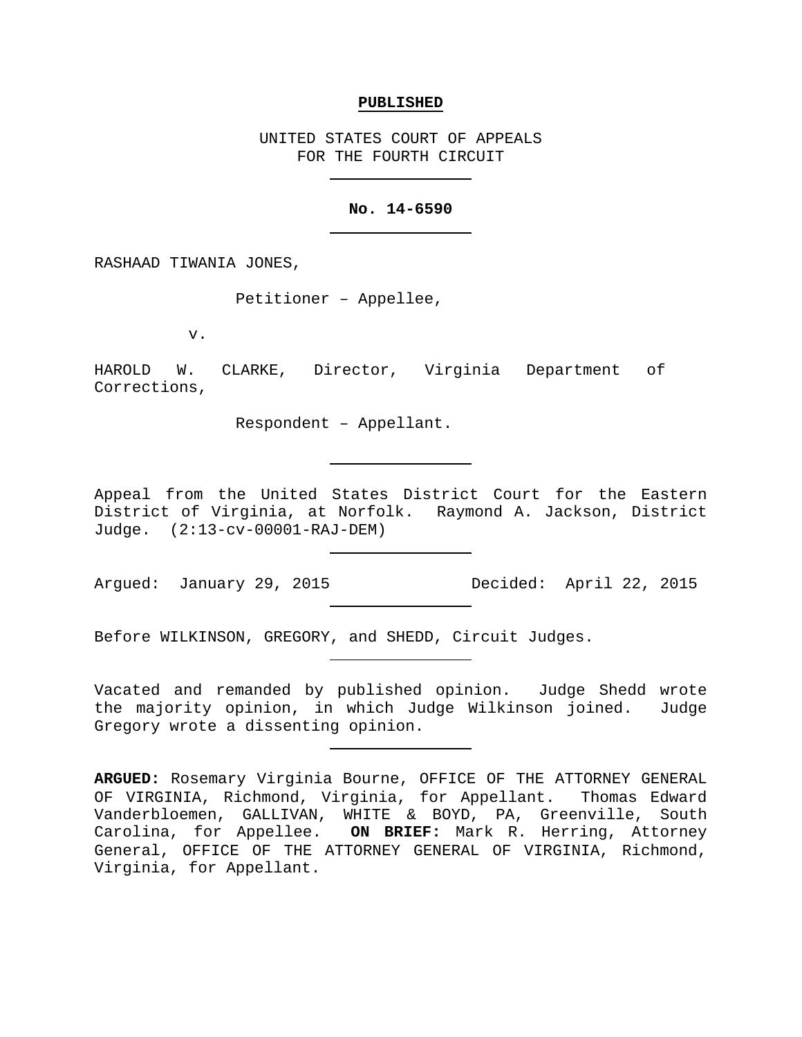**PUBLISHED**

UNITED STATES COURT OF APPEALS
FOR THE FOURTH CIRCUIT

---

**No. 14-6590**

---

RASHAAD TIWANIA JONES,

Petitioner – Appellee,

v.

HAROLD W. CLARKE, Director, Virginia Department of Corrections,

Respondent – Appellant.

---

Appeal from the United States District Court for the Eastern District of Virginia, at Norfolk. Raymond A. Jackson, District Judge. (2:13-cv-00001-RAJ-DEM)

---

Argued: January 29, 2015 Decided: April 22, 2015

---

Before WILKINSON, GREGORY, and SHEDD, Circuit Judges.

---

Vacated and remanded by published opinion. Judge Shedd wrote the majority opinion, in which Judge Wilkinson joined. Judge Gregory wrote a dissenting opinion.

---

**ARGUED:** Rosemary Virginia Bourne, OFFICE OF THE ATTORNEY GENERAL OF VIRGINIA, Richmond, Virginia, for Appellant. Thomas Edward Vanderbloemen, GALLIVAN, WHITE & BOYD, PA, Greenville, South Carolina, for Appellee. **ON BRIEF:** Mark R. Herring, Attorney General, OFFICE OF THE ATTORNEY GENERAL OF VIRGINIA, Richmond, Virginia, for Appellant.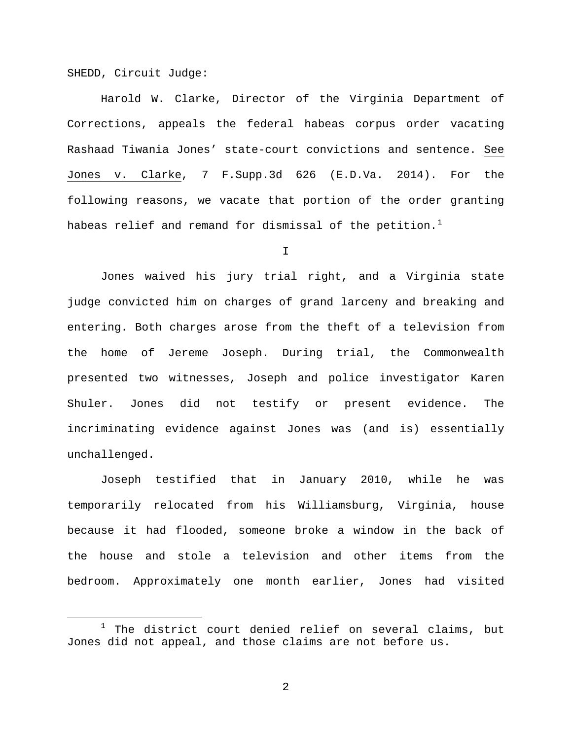SHEDD, Circuit Judge:

Harold W. Clarke, Director of the Virginia Department of Corrections, appeals the federal habeas corpus order vacating Rashaad Tiwania Jones' state-court convictions and sentence. See Jones v. Clarke, 7 F.Supp.3d 626 (E.D.Va. 2014). For the following reasons, we vacate that portion of the order granting habeas relief and remand for dismissal of the petition.[1]

I

Jones waived his jury trial right, and a Virginia state judge convicted him on charges of grand larceny and breaking and entering. Both charges arose from the theft of a television from the home of Jereme Joseph. During trial, the Commonwealth presented two witnesses, Joseph and police investigator Karen Shuler. Jones did not testify or present evidence. The incriminating evidence against Jones was (and is) essentially unchallenged.

Joseph testified that in January 2010, while he was temporarily relocated from his Williamsburg, Virginia, house because it had flooded, someone broke a window in the back of the house and stole a television and other items from the bedroom. Approximately one month earlier, Jones had visited

[1] The district court denied relief on several claims, but Jones did not appeal, and those claims are not before us.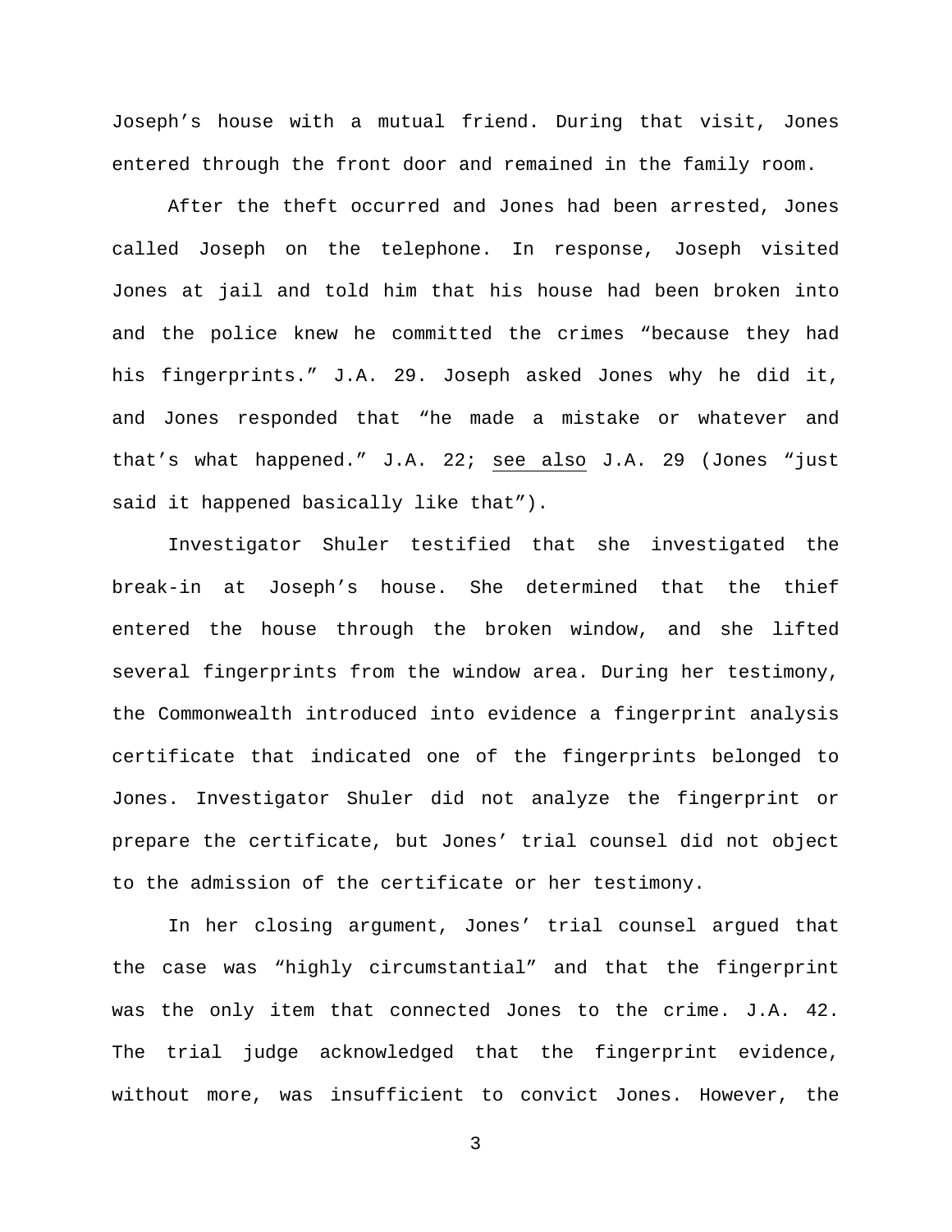Joseph's house with a mutual friend. During that visit, Jones entered through the front door and remained in the family room.

After the theft occurred and Jones had been arrested, Jones called Joseph on the telephone. In response, Joseph visited Jones at jail and told him that his house had been broken into and the police knew he committed the crimes "because they had his fingerprints." J.A. 29. Joseph asked Jones why he did it, and Jones responded that "he made a mistake or whatever and that's what happened." J.A. 22; see also J.A. 29 (Jones "just said it happened basically like that").

Investigator Shuler testified that she investigated the break-in at Joseph's house. She determined that the thief entered the house through the broken window, and she lifted several fingerprints from the window area. During her testimony, the Commonwealth introduced into evidence a fingerprint analysis certificate that indicated one of the fingerprints belonged to Jones. Investigator Shuler did not analyze the fingerprint or prepare the certificate, but Jones' trial counsel did not object to the admission of the certificate or her testimony.

In her closing argument, Jones' trial counsel argued that the case was "highly circumstantial" and that the fingerprint was the only item that connected Jones to the crime. J.A. 42. The trial judge acknowledged that the fingerprint evidence, without more, was insufficient to convict Jones. However, the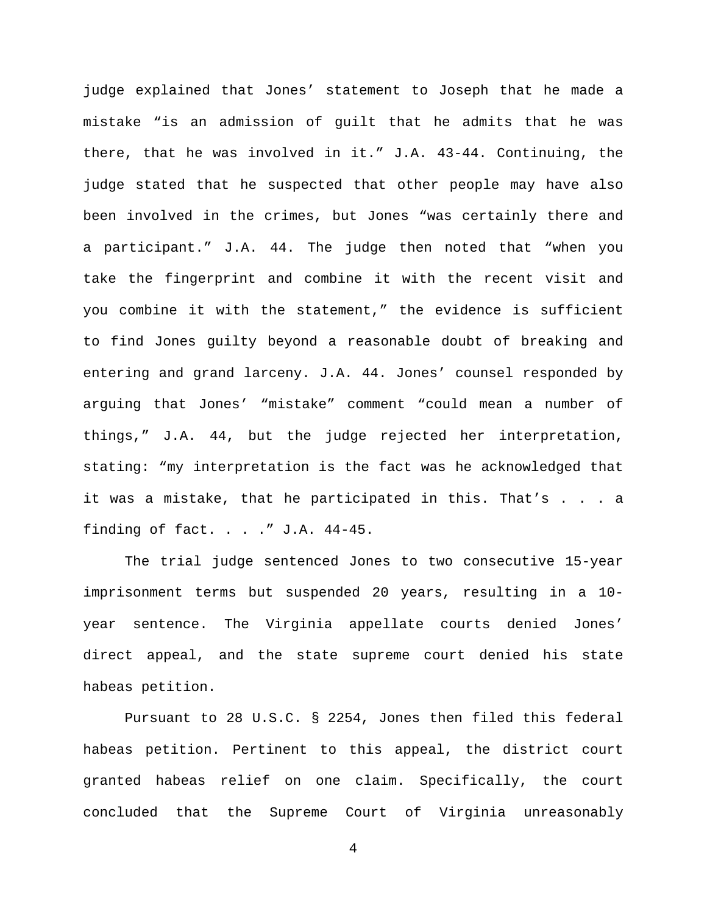judge explained that Jones' statement to Joseph that he made a mistake "is an admission of guilt that he admits that he was there, that he was involved in it." J.A. 43-44. Continuing, the judge stated that he suspected that other people may have also been involved in the crimes, but Jones "was certainly there and a participant." J.A. 44. The judge then noted that "when you take the fingerprint and combine it with the recent visit and you combine it with the statement," the evidence is sufficient to find Jones guilty beyond a reasonable doubt of breaking and entering and grand larceny. J.A. 44. Jones' counsel responded by arguing that Jones' "mistake" comment "could mean a number of things," J.A. 44, but the judge rejected her interpretation, stating: "my interpretation is the fact was he acknowledged that it was a mistake, that he participated in this. That's . . . a finding of fact. . . ." J.A. 44-45.

The trial judge sentenced Jones to two consecutive 15-year imprisonment terms but suspended 20 years, resulting in a 10-year sentence. The Virginia appellate courts denied Jones' direct appeal, and the state supreme court denied his state habeas petition.

Pursuant to 28 U.S.C. § 2254, Jones then filed this federal habeas petition. Pertinent to this appeal, the district court granted habeas relief on one claim. Specifically, the court concluded that the Supreme Court of Virginia unreasonably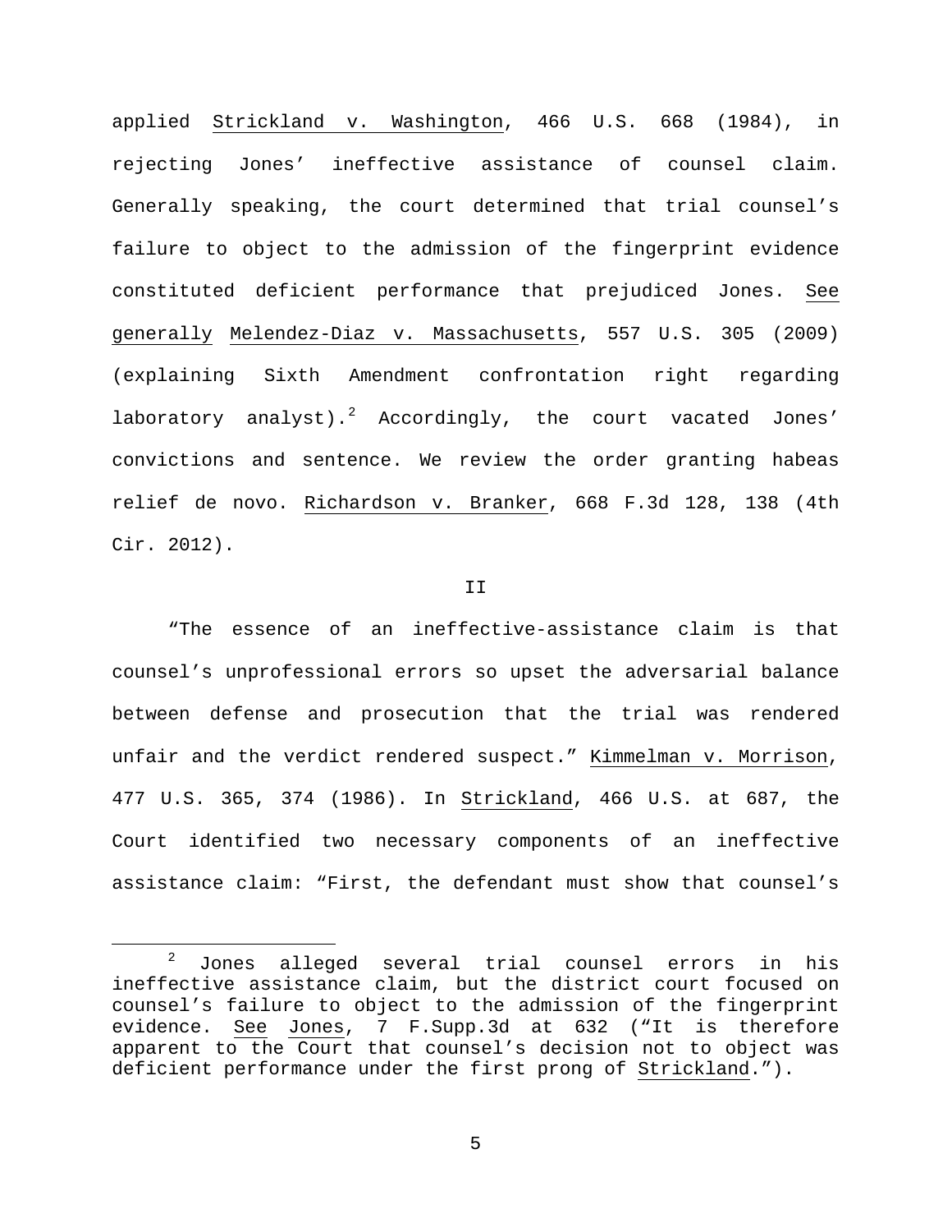applied Strickland v. Washington, 466 U.S. 668 (1984), in rejecting Jones' ineffective assistance of counsel claim. Generally speaking, the court determined that trial counsel's failure to object to the admission of the fingerprint evidence constituted deficient performance that prejudiced Jones. See generally Melendez-Diaz v. Massachusetts, 557 U.S. 305 (2009) (explaining Sixth Amendment confrontation right regarding laboratory analyst).[2] Accordingly, the court vacated Jones' convictions and sentence. We review the order granting habeas relief de novo. Richardson v. Branker, 668 F.3d 128, 138 (4th Cir. 2012).

## II

"The essence of an ineffective-assistance claim is that counsel's unprofessional errors so upset the adversarial balance between defense and prosecution that the trial was rendered unfair and the verdict rendered suspect." Kimmelman v. Morrison, 477 U.S. 365, 374 (1986). In Strickland, 466 U.S. at 687, the Court identified two necessary components of an ineffective assistance claim: "First, the defendant must show that counsel's

---

[2] Jones alleged several trial counsel errors in his ineffective assistance claim, but the district court focused on counsel's failure to object to the admission of the fingerprint evidence. See Jones, 7 F.Supp.3d at 632 ("It is therefore apparent to the Court that counsel's decision not to object was deficient performance under the first prong of Strickland.").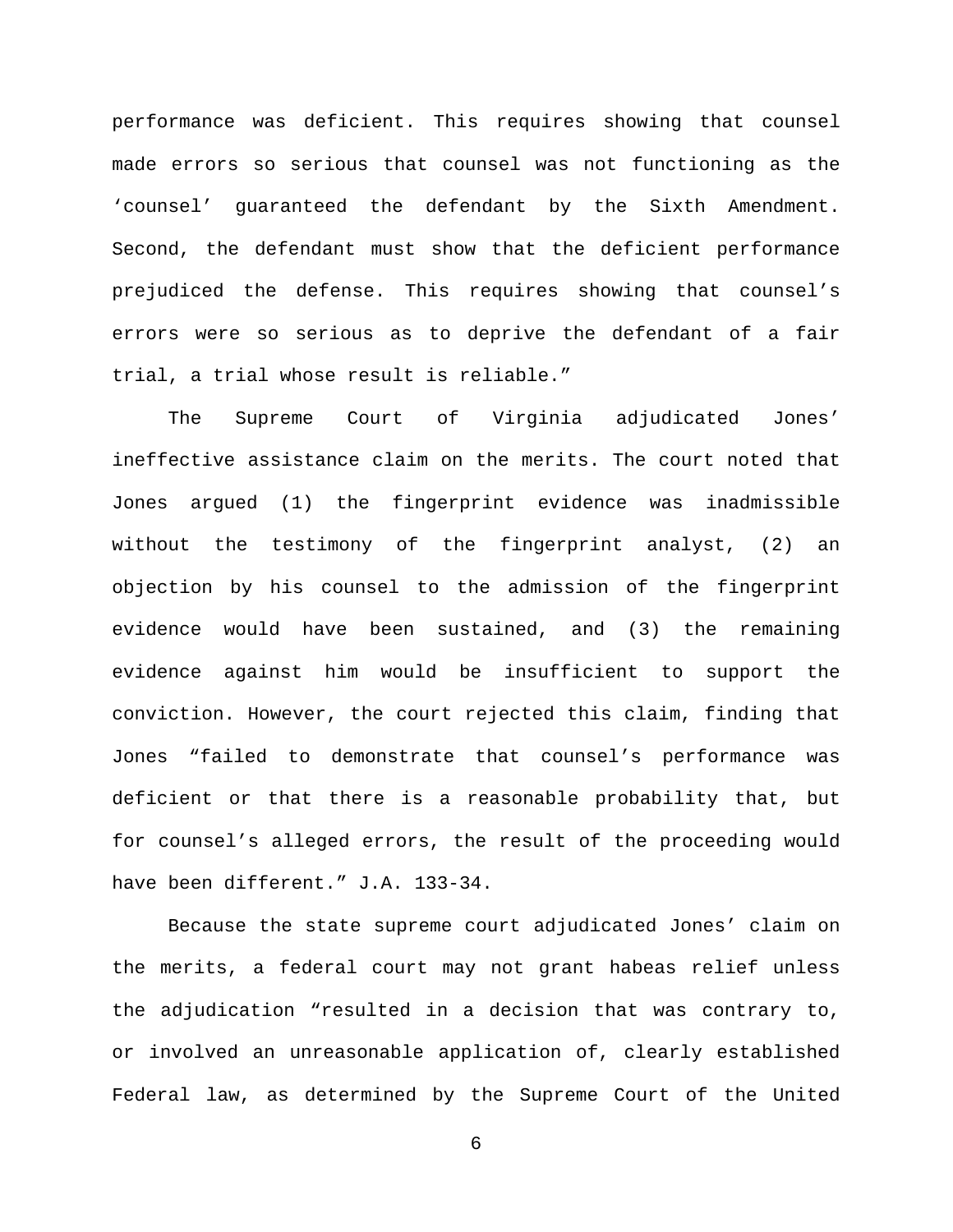performance was deficient. This requires showing that counsel made errors so serious that counsel was not functioning as the 'counsel' guaranteed the defendant by the Sixth Amendment. Second, the defendant must show that the deficient performance prejudiced the defense. This requires showing that counsel's errors were so serious as to deprive the defendant of a fair trial, a trial whose result is reliable."

The Supreme Court of Virginia adjudicated Jones' ineffective assistance claim on the merits. The court noted that Jones argued (1) the fingerprint evidence was inadmissible without the testimony of the fingerprint analyst, (2) an objection by his counsel to the admission of the fingerprint evidence would have been sustained, and (3) the remaining evidence against him would be insufficient to support the conviction. However, the court rejected this claim, finding that Jones "failed to demonstrate that counsel's performance was deficient or that there is a reasonable probability that, but for counsel's alleged errors, the result of the proceeding would have been different." J.A. 133-34.

Because the state supreme court adjudicated Jones' claim on the merits, a federal court may not grant habeas relief unless the adjudication "resulted in a decision that was contrary to, or involved an unreasonable application of, clearly established Federal law, as determined by the Supreme Court of the United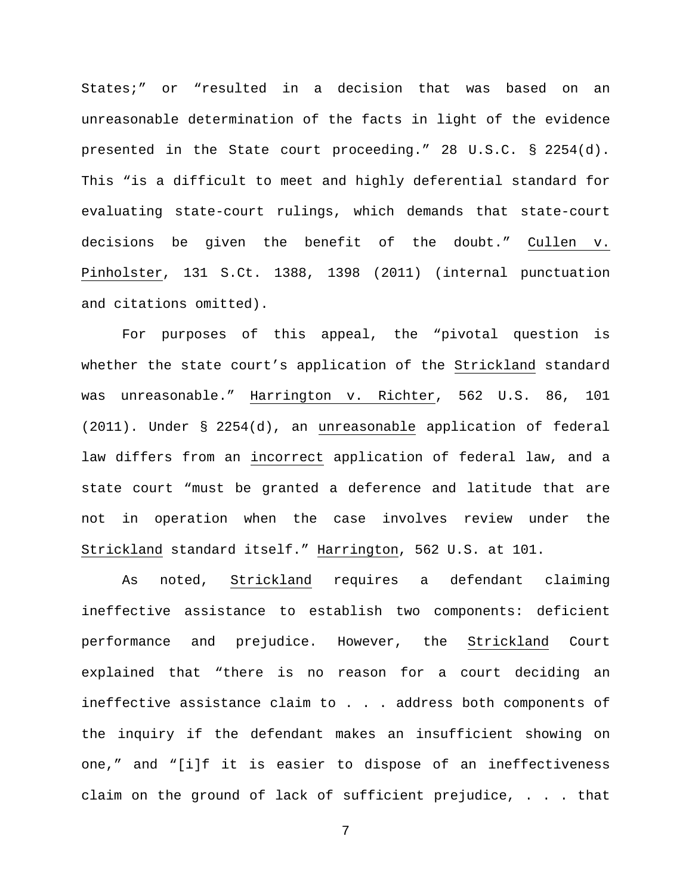States;" or "resulted in a decision that was based on an unreasonable determination of the facts in light of the evidence presented in the State court proceeding." 28 U.S.C. § 2254(d). This "is a difficult to meet and highly deferential standard for evaluating state-court rulings, which demands that state-court decisions be given the benefit of the doubt." Cullen v. Pinholster, 131 S.Ct. 1388, 1398 (2011) (internal punctuation and citations omitted).

For purposes of this appeal, the "pivotal question is whether the state court's application of the Strickland standard was unreasonable." Harrington v. Richter, 562 U.S. 86, 101 (2011). Under § 2254(d), an unreasonable application of federal law differs from an incorrect application of federal law, and a state court "must be granted a deference and latitude that are not in operation when the case involves review under the Strickland standard itself." Harrington, 562 U.S. at 101.

As noted, Strickland requires a defendant claiming ineffective assistance to establish two components: deficient performance and prejudice. However, the Strickland Court explained that "there is no reason for a court deciding an ineffective assistance claim to . . . address both components of the inquiry if the defendant makes an insufficient showing on one," and "[i]f it is easier to dispose of an ineffectiveness claim on the ground of lack of sufficient prejudice, . . . that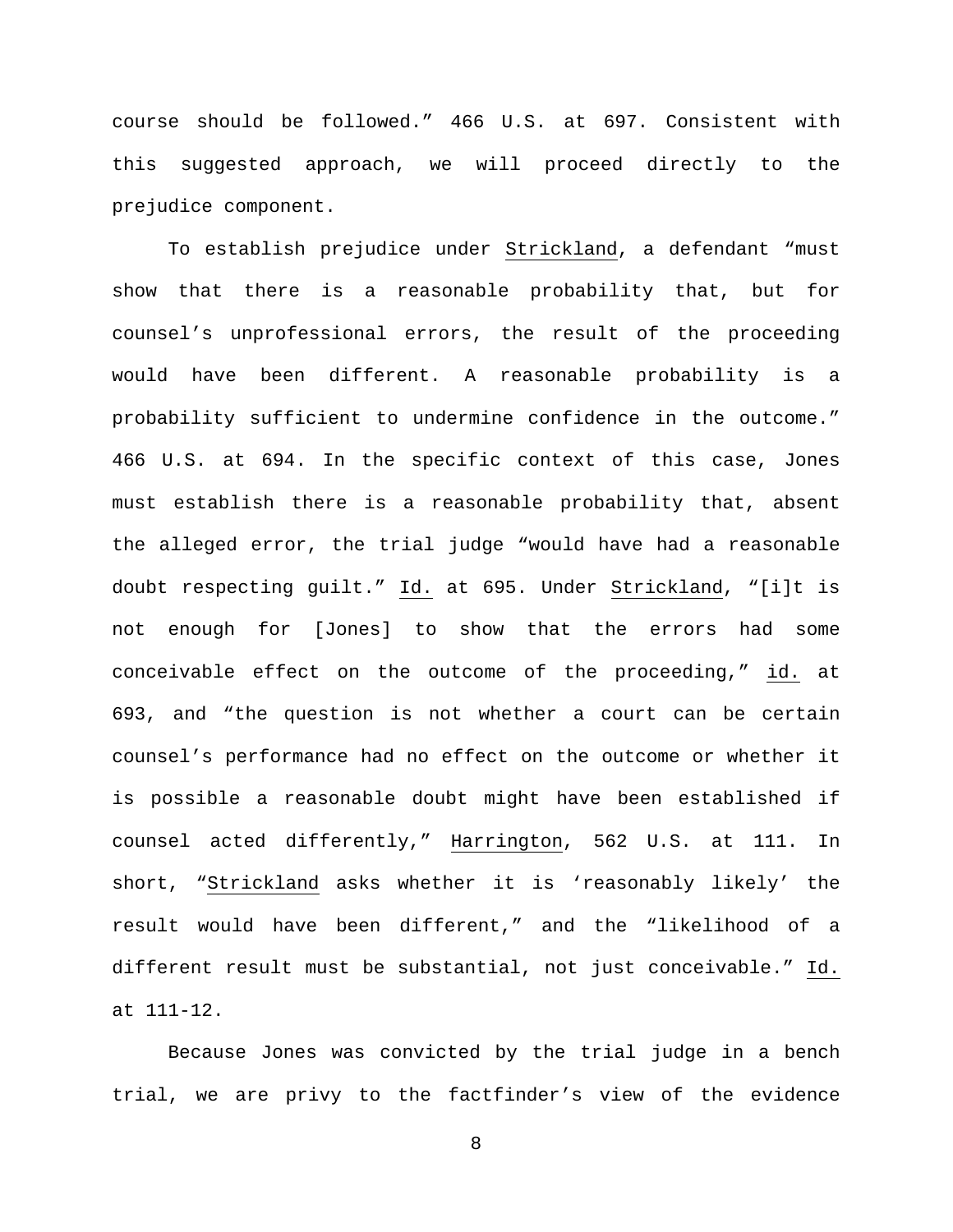course should be followed." 466 U.S. at 697. Consistent with this suggested approach, we will proceed directly to the prejudice component.

To establish prejudice under Strickland, a defendant "must show that there is a reasonable probability that, but for counsel's unprofessional errors, the result of the proceeding would have been different. A reasonable probability is a probability sufficient to undermine confidence in the outcome." 466 U.S. at 694. In the specific context of this case, Jones must establish there is a reasonable probability that, absent the alleged error, the trial judge "would have had a reasonable doubt respecting guilt." Id. at 695. Under Strickland, "[i]t is not enough for [Jones] to show that the errors had some conceivable effect on the outcome of the proceeding," id. at 693, and "the question is not whether a court can be certain counsel's performance had no effect on the outcome or whether it is possible a reasonable doubt might have been established if counsel acted differently," Harrington, 562 U.S. at 111. In short, "Strickland asks whether it is 'reasonably likely' the result would have been different," and the "likelihood of a different result must be substantial, not just conceivable." Id. at 111-12.

Because Jones was convicted by the trial judge in a bench trial, we are privy to the factfinder's view of the evidence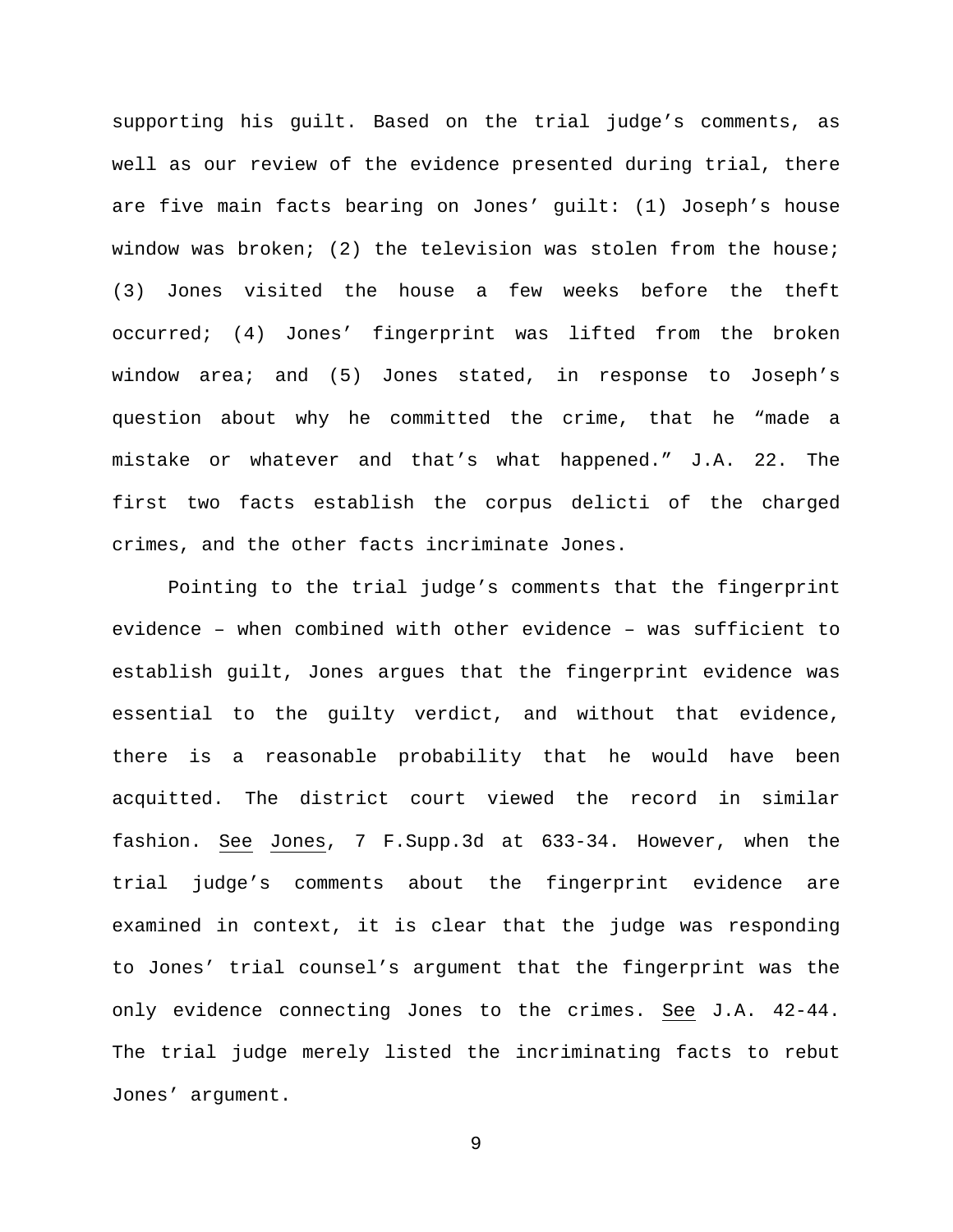supporting his guilt. Based on the trial judge's comments, as well as our review of the evidence presented during trial, there are five main facts bearing on Jones' guilt: (1) Joseph's house window was broken; (2) the television was stolen from the house; (3) Jones visited the house a few weeks before the theft occurred; (4) Jones' fingerprint was lifted from the broken window area; and (5) Jones stated, in response to Joseph's question about why he committed the crime, that he "made a mistake or whatever and that's what happened." J.A. 22. The first two facts establish the corpus delicti of the charged crimes, and the other facts incriminate Jones.

Pointing to the trial judge's comments that the fingerprint evidence – when combined with other evidence – was sufficient to establish guilt, Jones argues that the fingerprint evidence was essential to the guilty verdict, and without that evidence, there is a reasonable probability that he would have been acquitted. The district court viewed the record in similar fashion. See Jones, 7 F.Supp.3d at 633-34. However, when the trial judge's comments about the fingerprint evidence are examined in context, it is clear that the judge was responding to Jones' trial counsel's argument that the fingerprint was the only evidence connecting Jones to the crimes. See J.A. 42-44. The trial judge merely listed the incriminating facts to rebut Jones' argument.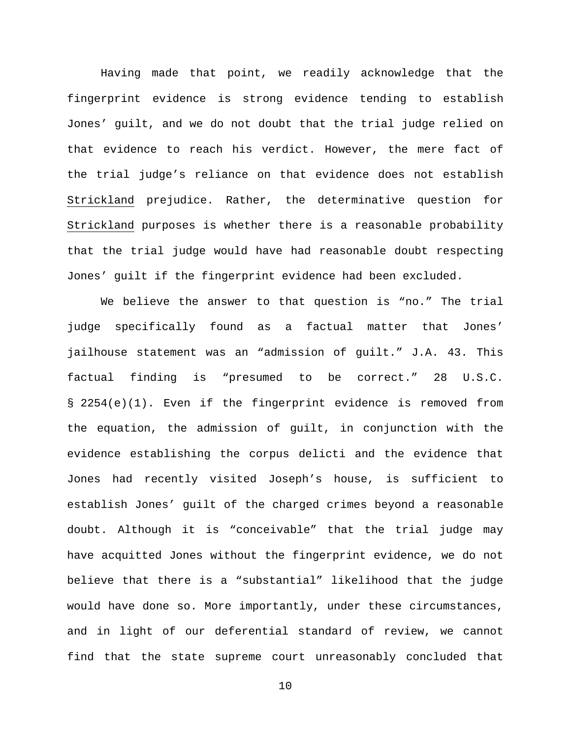Having made that point, we readily acknowledge that the fingerprint evidence is strong evidence tending to establish Jones' guilt, and we do not doubt that the trial judge relied on that evidence to reach his verdict. However, the mere fact of the trial judge's reliance on that evidence does not establish Strickland prejudice. Rather, the determinative question for Strickland purposes is whether there is a reasonable probability that the trial judge would have had reasonable doubt respecting Jones' guilt if the fingerprint evidence had been excluded.

We believe the answer to that question is "no." The trial judge specifically found as a factual matter that Jones' jailhouse statement was an "admission of guilt." J.A. 43. This factual finding is "presumed to be correct." 28 U.S.C. § 2254(e)(1). Even if the fingerprint evidence is removed from the equation, the admission of guilt, in conjunction with the evidence establishing the corpus delicti and the evidence that Jones had recently visited Joseph's house, is sufficient to establish Jones' guilt of the charged crimes beyond a reasonable doubt. Although it is "conceivable" that the trial judge may have acquitted Jones without the fingerprint evidence, we do not believe that there is a "substantial" likelihood that the judge would have done so. More importantly, under these circumstances, and in light of our deferential standard of review, we cannot find that the state supreme court unreasonably concluded that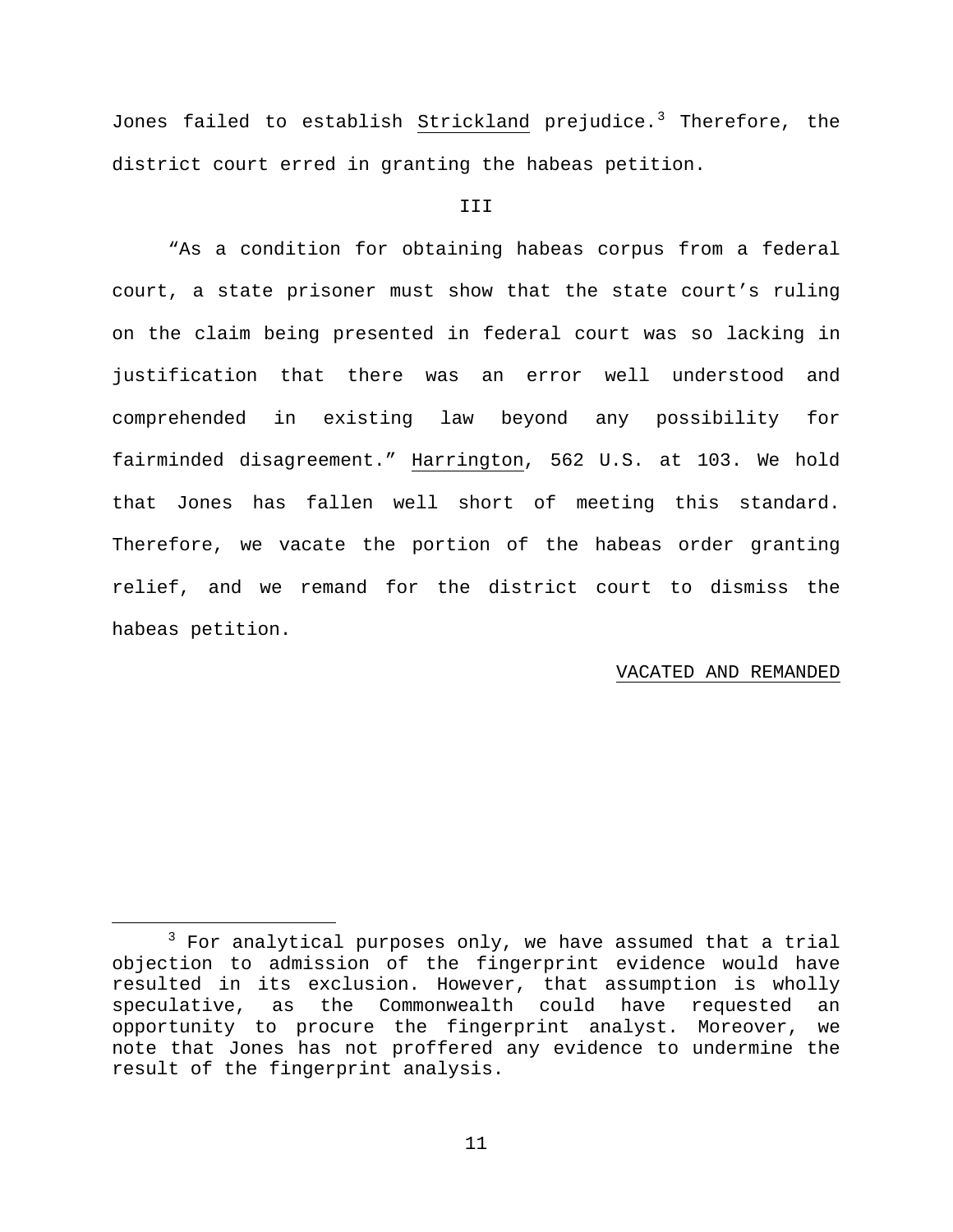Jones failed to establish Strickland prejudice.[3] Therefore, the district court erred in granting the habeas petition.

III

"As a condition for obtaining habeas corpus from a federal court, a state prisoner must show that the state court's ruling on the claim being presented in federal court was so lacking in justification that there was an error well understood and comprehended in existing law beyond any possibility for fairminded disagreement." Harrington, 562 U.S. at 103. We hold that Jones has fallen well short of meeting this standard. Therefore, we vacate the portion of the habeas order granting relief, and we remand for the district court to dismiss the habeas petition.

VACATED AND REMANDED

---

[3] For analytical purposes only, we have assumed that a trial objection to admission of the fingerprint evidence would have resulted in its exclusion. However, that assumption is wholly speculative, as the Commonwealth could have requested an opportunity to procure the fingerprint analyst. Moreover, we note that Jones has not proffered any evidence to undermine the result of the fingerprint analysis.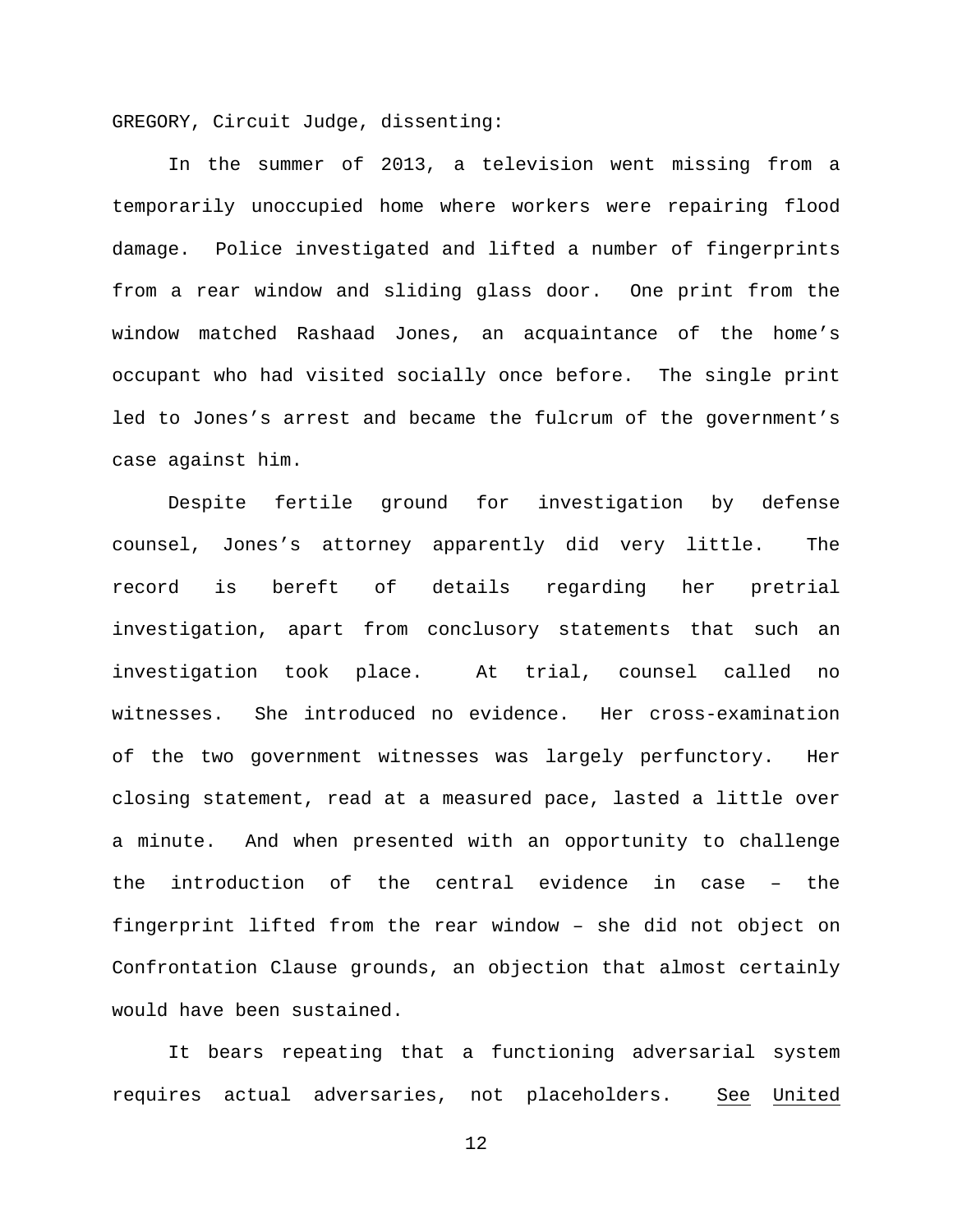GREGORY, Circuit Judge, dissenting:

In the summer of 2013, a television went missing from a temporarily unoccupied home where workers were repairing flood damage. Police investigated and lifted a number of fingerprints from a rear window and sliding glass door. One print from the window matched Rashaad Jones, an acquaintance of the home's occupant who had visited socially once before. The single print led to Jones's arrest and became the fulcrum of the government's case against him.

Despite fertile ground for investigation by defense counsel, Jones's attorney apparently did very little. The record is bereft of details regarding her pretrial investigation, apart from conclusory statements that such an investigation took place. At trial, counsel called no witnesses. She introduced no evidence. Her cross-examination of the two government witnesses was largely perfunctory. Her closing statement, read at a measured pace, lasted a little over a minute. And when presented with an opportunity to challenge the introduction of the central evidence in case – the fingerprint lifted from the rear window – she did not object on Confrontation Clause grounds, an objection that almost certainly would have been sustained.

It bears repeating that a functioning adversarial system requires actual adversaries, not placeholders. See United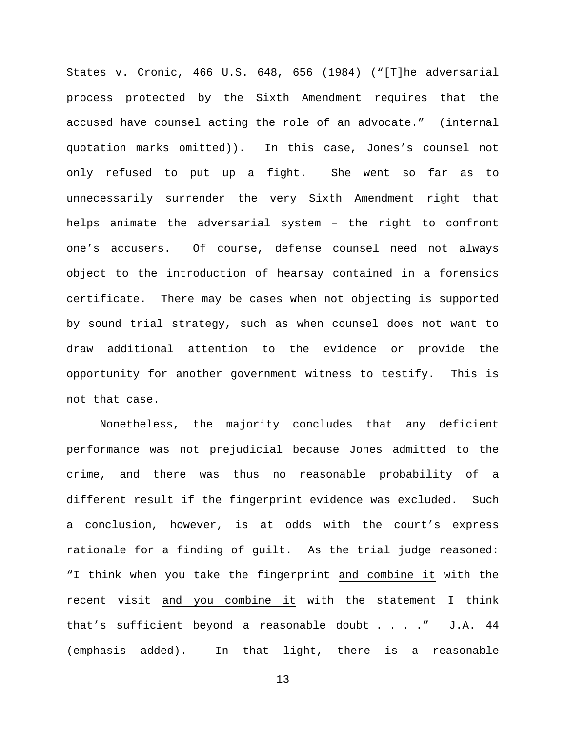States v. Cronic, 466 U.S. 648, 656 (1984) ("[T]he adversarial process protected by the Sixth Amendment requires that the accused have counsel acting the role of an advocate." (internal quotation marks omitted)). In this case, Jones's counsel not only refused to put up a fight. She went so far as to unnecessarily surrender the very Sixth Amendment right that helps animate the adversarial system – the right to confront one's accusers. Of course, defense counsel need not always object to the introduction of hearsay contained in a forensics certificate. There may be cases when not objecting is supported by sound trial strategy, such as when counsel does not want to draw additional attention to the evidence or provide the opportunity for another government witness to testify. This is not that case.

Nonetheless, the majority concludes that any deficient performance was not prejudicial because Jones admitted to the crime, and there was thus no reasonable probability of a different result if the fingerprint evidence was excluded. Such a conclusion, however, is at odds with the court's express rationale for a finding of guilt. As the trial judge reasoned: "I think when you take the fingerprint <u>and combine it</u> with the recent visit <u>and you combine it</u> with the statement I think that's sufficient beyond a reasonable doubt . . . ." J.A. 44 (emphasis added). In that light, there is a reasonable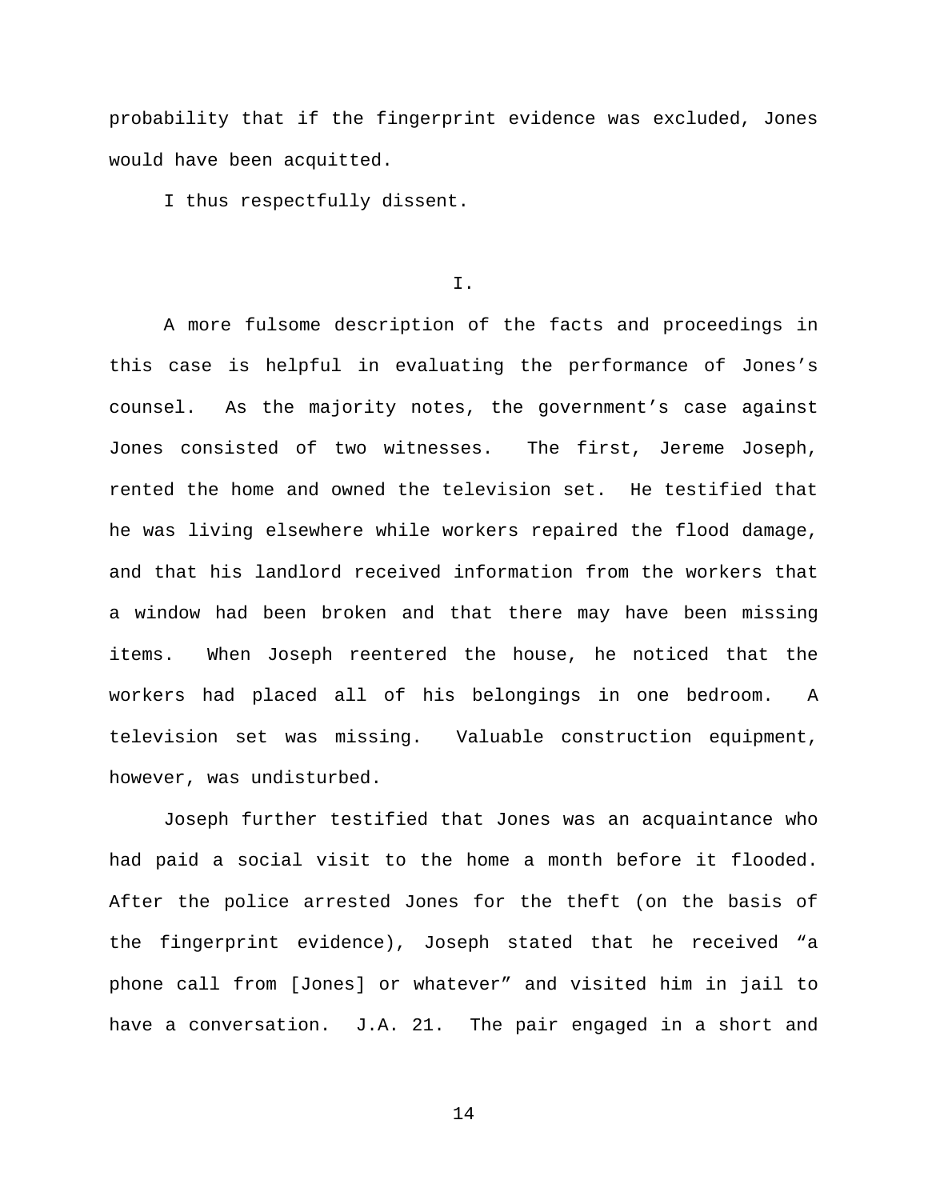probability that if the fingerprint evidence was excluded, Jones would have been acquitted.

I thus respectfully dissent.

## I.

A more fulsome description of the facts and proceedings in this case is helpful in evaluating the performance of Jones's counsel. As the majority notes, the government's case against Jones consisted of two witnesses. The first, Jereme Joseph, rented the home and owned the television set. He testified that he was living elsewhere while workers repaired the flood damage, and that his landlord received information from the workers that a window had been broken and that there may have been missing items. When Joseph reentered the house, he noticed that the workers had placed all of his belongings in one bedroom. A television set was missing. Valuable construction equipment, however, was undisturbed.

Joseph further testified that Jones was an acquaintance who had paid a social visit to the home a month before it flooded. After the police arrested Jones for the theft (on the basis of the fingerprint evidence), Joseph stated that he received "a phone call from [Jones] or whatever" and visited him in jail to have a conversation. J.A. 21. The pair engaged in a short and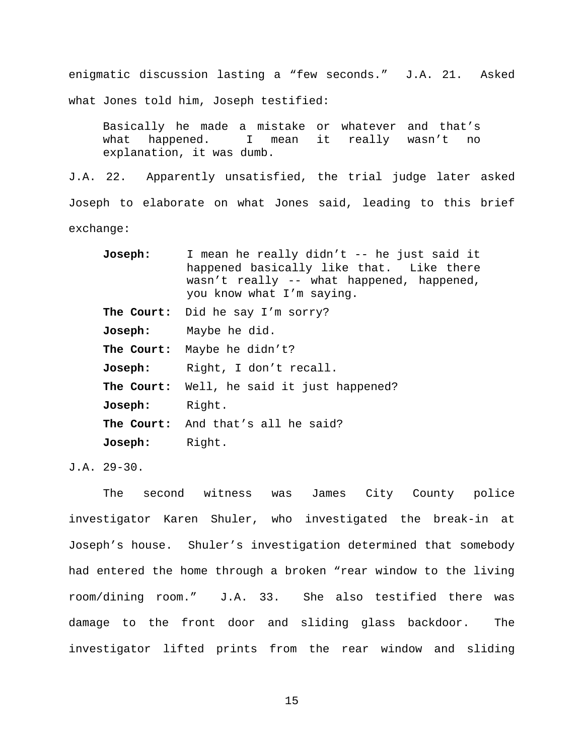enigmatic discussion lasting a "few seconds." J.A. 21. Asked what Jones told him, Joseph testified:

> Basically he made a mistake or whatever and that's what happened. I mean it really wasn't no explanation, it was dumb.

J.A. 22. Apparently unsatisfied, the trial judge later asked Joseph to elaborate on what Jones said, leading to this brief exchange:

> **Joseph:** I mean he really didn't -- he just said it happened basically like that. Like there wasn't really -- what happened, happened, you know what I'm saying.
>
> **The Court:** Did he say I'm sorry?
>
> **Joseph:** Maybe he did.
>
> **The Court:** Maybe he didn't?
>
> **Joseph:** Right, I don't recall.
>
> **The Court:** Well, he said it just happened?
>
> **Joseph:** Right.
>
> **The Court:** And that's all he said?
>
> **Joseph:** Right.

J.A. 29-30.

The second witness was James City County police investigator Karen Shuler, who investigated the break-in at Joseph's house. Shuler's investigation determined that somebody had entered the home through a broken "rear window to the living room/dining room." J.A. 33. She also testified there was damage to the front door and sliding glass backdoor. The investigator lifted prints from the rear window and sliding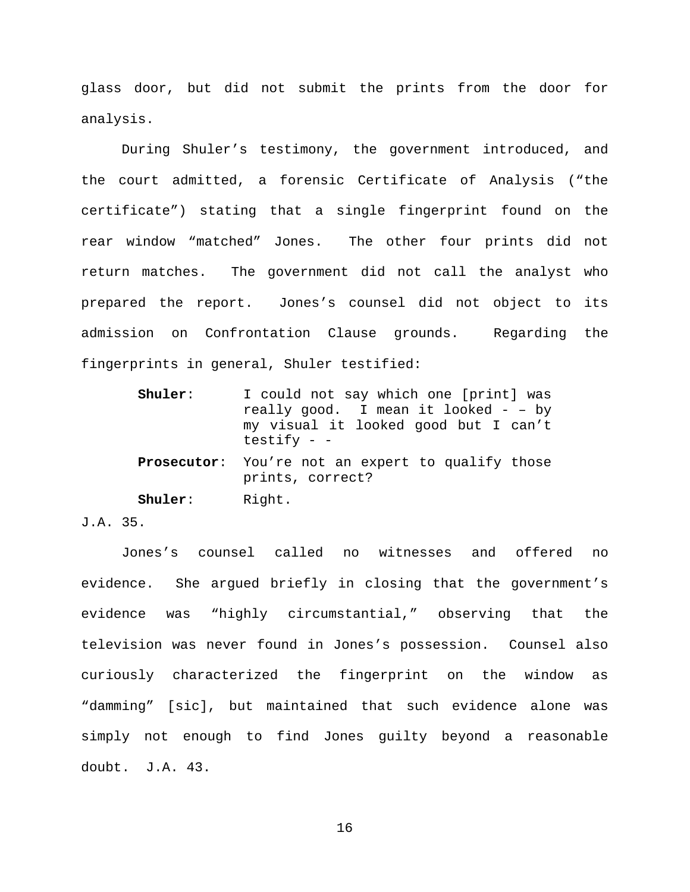glass door, but did not submit the prints from the door for analysis.

During Shuler's testimony, the government introduced, and the court admitted, a forensic Certificate of Analysis ("the certificate") stating that a single fingerprint found on the rear window "matched" Jones. The other four prints did not return matches. The government did not call the analyst who prepared the report. Jones's counsel did not object to its admission on Confrontation Clause grounds. Regarding the fingerprints in general, Shuler testified:

> **Shuler**: I could not say which one [print] was really good. I mean it looked - – by my visual it looked good but I can't testify - -
>
> **Prosecutor**: You're not an expert to qualify those prints, correct?
>
> **Shuler**: Right.

J.A. 35.

Jones's counsel called no witnesses and offered no evidence. She argued briefly in closing that the government's evidence was "highly circumstantial," observing that the television was never found in Jones's possession. Counsel also curiously characterized the fingerprint on the window as "damming" [sic], but maintained that such evidence alone was simply not enough to find Jones guilty beyond a reasonable doubt. J.A. 43.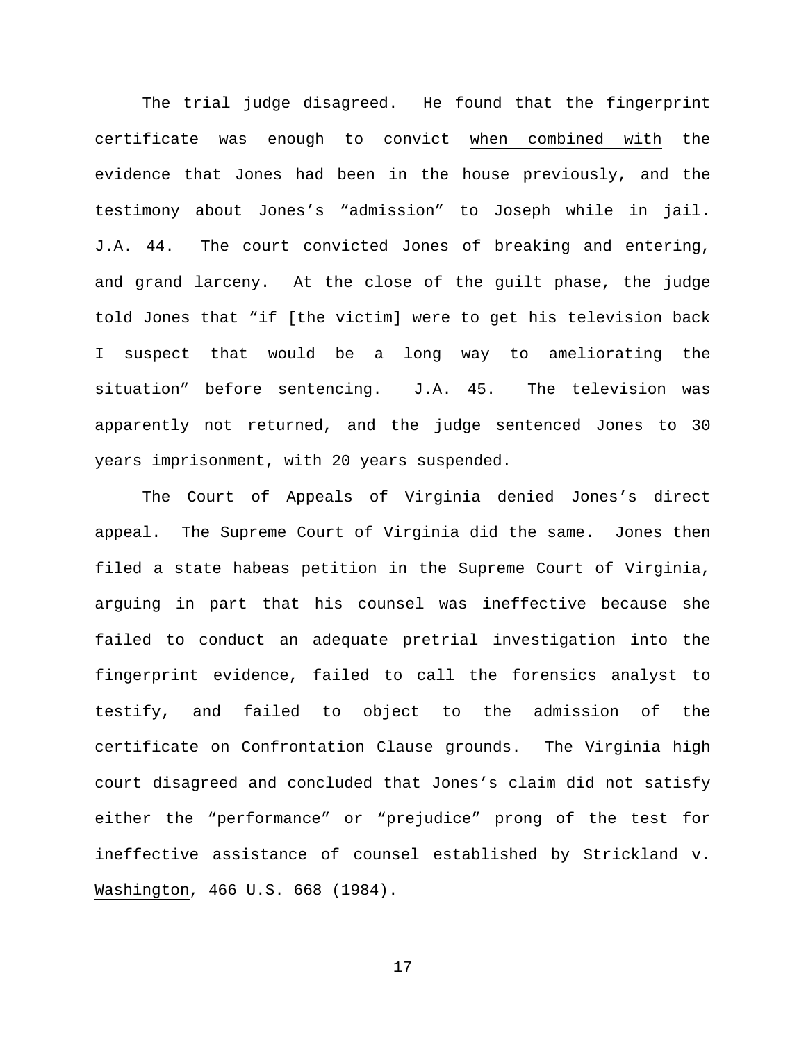The trial judge disagreed. He found that the fingerprint certificate was enough to convict _when combined with_ the evidence that Jones had been in the house previously, and the testimony about Jones's "admission" to Joseph while in jail. J.A. 44. The court convicted Jones of breaking and entering, and grand larceny. At the close of the guilt phase, the judge told Jones that "if [the victim] were to get his television back I suspect that would be a long way to ameliorating the situation" before sentencing. J.A. 45. The television was apparently not returned, and the judge sentenced Jones to 30 years imprisonment, with 20 years suspended.

The Court of Appeals of Virginia denied Jones's direct appeal. The Supreme Court of Virginia did the same. Jones then filed a state habeas petition in the Supreme Court of Virginia, arguing in part that his counsel was ineffective because she failed to conduct an adequate pretrial investigation into the fingerprint evidence, failed to call the forensics analyst to testify, and failed to object to the admission of the certificate on Confrontation Clause grounds. The Virginia high court disagreed and concluded that Jones's claim did not satisfy either the "performance" or "prejudice" prong of the test for ineffective assistance of counsel established by _Strickland v. Washington_, 466 U.S. 668 (1984).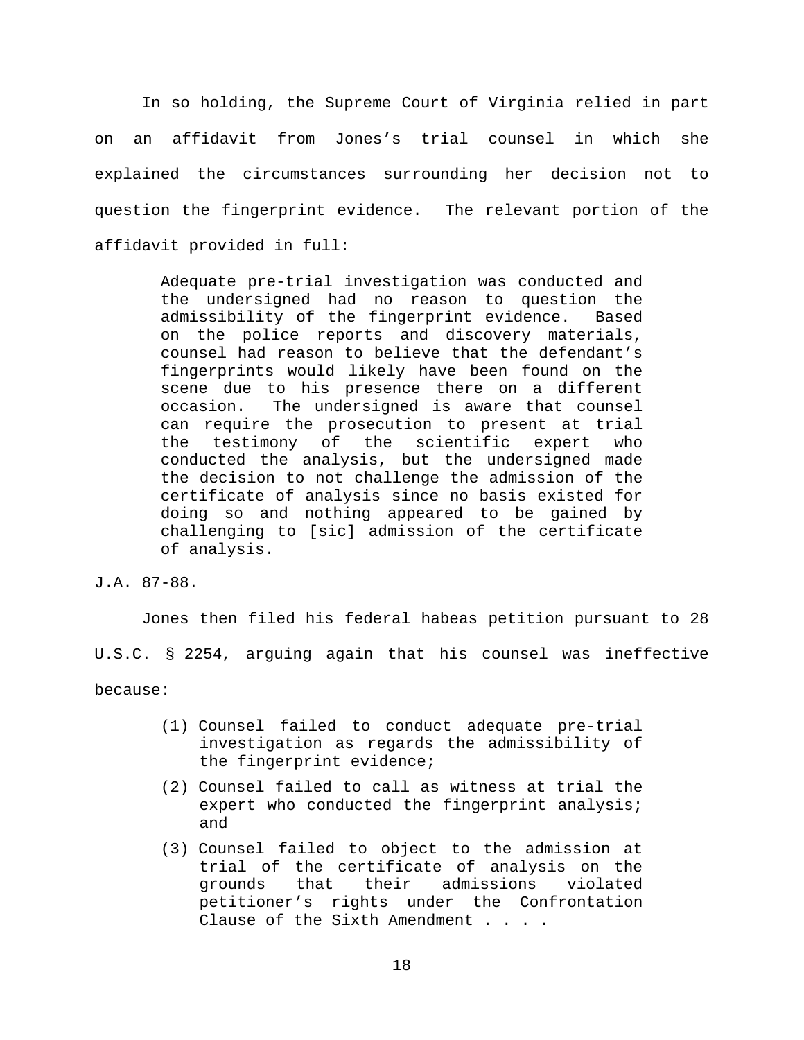In so holding, the Supreme Court of Virginia relied in part on an affidavit from Jones's trial counsel in which she explained the circumstances surrounding her decision not to question the fingerprint evidence. The relevant portion of the affidavit provided in full:

> Adequate pre-trial investigation was conducted and the undersigned had no reason to question the admissibility of the fingerprint evidence. Based on the police reports and discovery materials, counsel had reason to believe that the defendant's fingerprints would likely have been found on the scene due to his presence there on a different occasion. The undersigned is aware that counsel can require the prosecution to present at trial the testimony of the scientific expert who conducted the analysis, but the undersigned made the decision to not challenge the admission of the certificate of analysis since no basis existed for doing so and nothing appeared to be gained by challenging to [sic] admission of the certificate of analysis.

J.A. 87-88.

Jones then filed his federal habeas petition pursuant to 28 U.S.C. § 2254, arguing again that his counsel was ineffective because:

> (1) Counsel failed to conduct adequate pre-trial investigation as regards the admissibility of the fingerprint evidence;
>
> (2) Counsel failed to call as witness at trial the expert who conducted the fingerprint analysis; and
>
> (3) Counsel failed to object to the admission at trial of the certificate of analysis on the grounds that their admissions violated petitioner's rights under the Confrontation Clause of the Sixth Amendment . . . .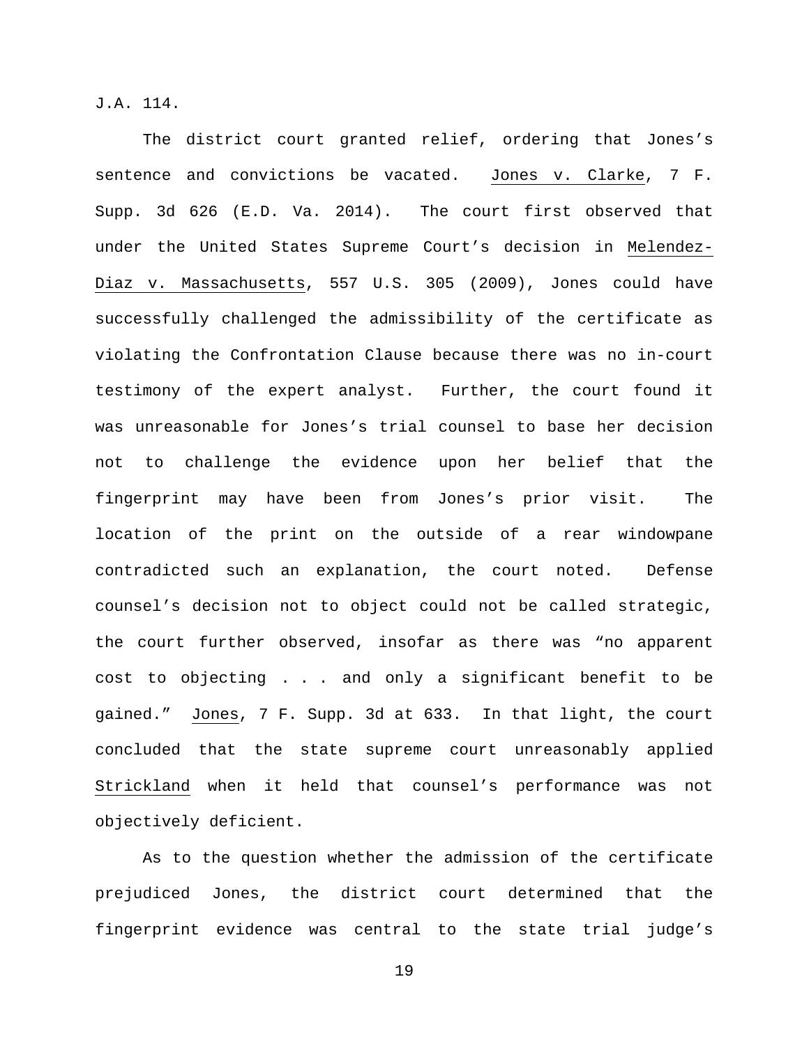J.A. 114.

The district court granted relief, ordering that Jones's sentence and convictions be vacated. Jones v. Clarke, 7 F. Supp. 3d 626 (E.D. Va. 2014). The court first observed that under the United States Supreme Court's decision in Melendez-Diaz v. Massachusetts, 557 U.S. 305 (2009), Jones could have successfully challenged the admissibility of the certificate as violating the Confrontation Clause because there was no in-court testimony of the expert analyst. Further, the court found it was unreasonable for Jones's trial counsel to base her decision not to challenge the evidence upon her belief that the fingerprint may have been from Jones's prior visit. The location of the print on the outside of a rear windowpane contradicted such an explanation, the court noted. Defense counsel's decision not to object could not be called strategic, the court further observed, insofar as there was "no apparent cost to objecting . . . and only a significant benefit to be gained." Jones, 7 F. Supp. 3d at 633. In that light, the court concluded that the state supreme court unreasonably applied Strickland when it held that counsel's performance was not objectively deficient.

As to the question whether the admission of the certificate prejudiced Jones, the district court determined that the fingerprint evidence was central to the state trial judge's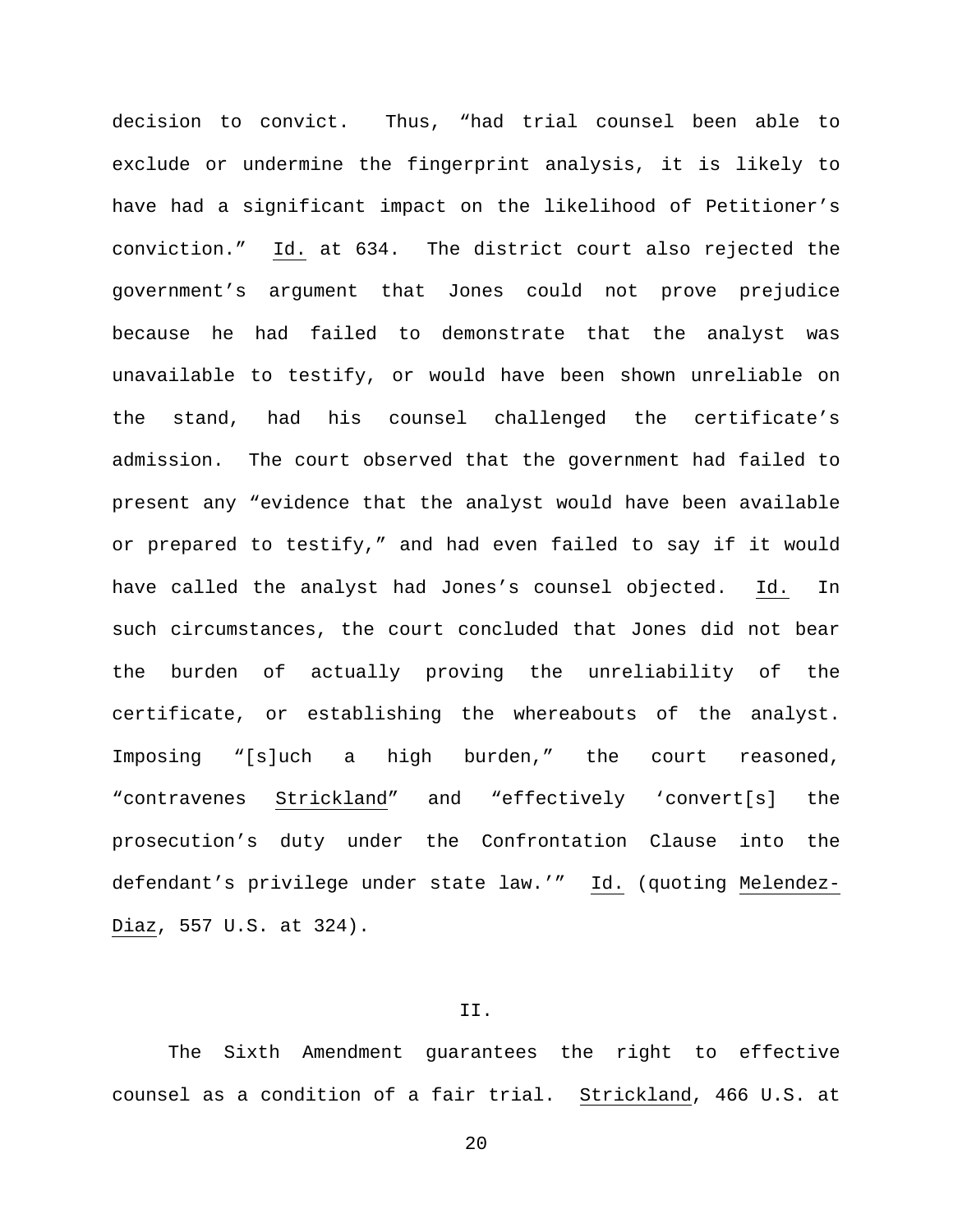decision to convict. Thus, "had trial counsel been able to exclude or undermine the fingerprint analysis, it is likely to have had a significant impact on the likelihood of Petitioner's conviction." Id. at 634. The district court also rejected the government's argument that Jones could not prove prejudice because he had failed to demonstrate that the analyst was unavailable to testify, or would have been shown unreliable on the stand, had his counsel challenged the certificate's admission. The court observed that the government had failed to present any "evidence that the analyst would have been available or prepared to testify," and had even failed to say if it would have called the analyst had Jones's counsel objected. Id. In such circumstances, the court concluded that Jones did not bear the burden of actually proving the unreliability of the certificate, or establishing the whereabouts of the analyst. Imposing "[s]uch a high burden," the court reasoned, "contravenes Strickland" and "effectively 'convert[s] the prosecution's duty under the Confrontation Clause into the defendant's privilege under state law.'" Id. (quoting Melendez-Diaz, 557 U.S. at 324).

## II.

The Sixth Amendment guarantees the right to effective counsel as a condition of a fair trial. Strickland, 466 U.S. at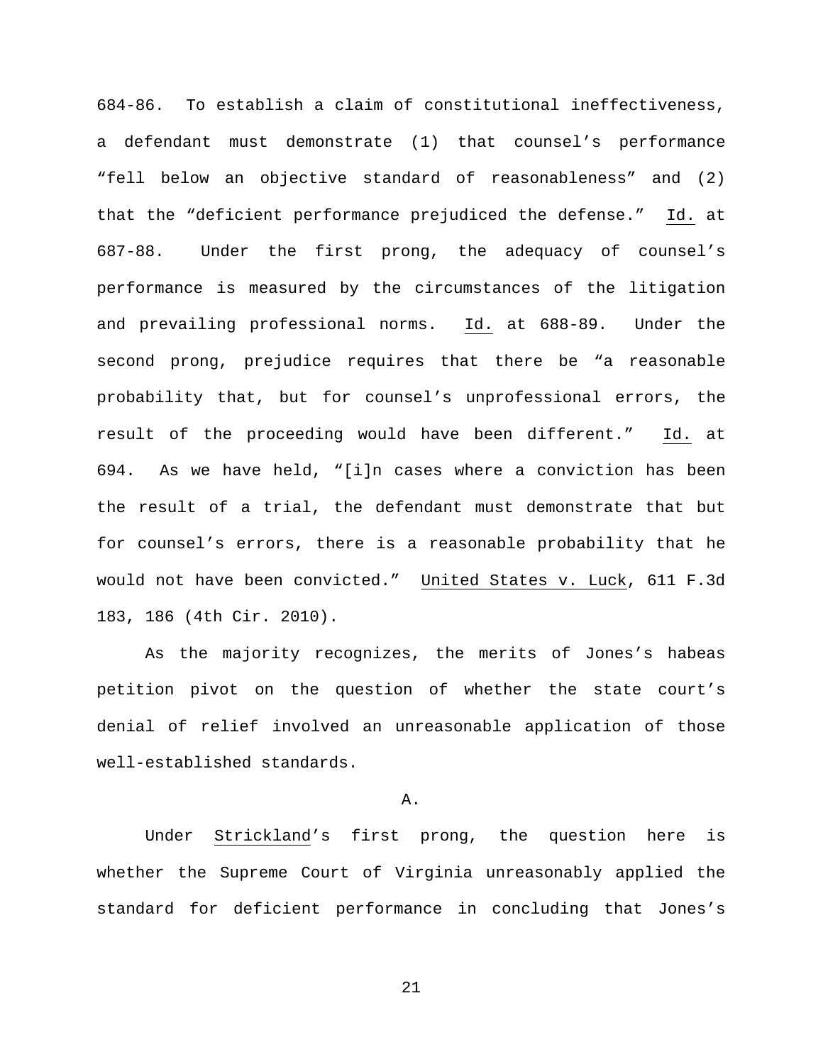684-86. To establish a claim of constitutional ineffectiveness, a defendant must demonstrate (1) that counsel's performance "fell below an objective standard of reasonableness" and (2) that the "deficient performance prejudiced the defense." Id. at 687-88. Under the first prong, the adequacy of counsel's performance is measured by the circumstances of the litigation and prevailing professional norms. Id. at 688-89. Under the second prong, prejudice requires that there be "a reasonable probability that, but for counsel's unprofessional errors, the result of the proceeding would have been different." Id. at 694. As we have held, "[i]n cases where a conviction has been the result of a trial, the defendant must demonstrate that but for counsel's errors, there is a reasonable probability that he would not have been convicted." United States v. Luck, 611 F.3d 183, 186 (4th Cir. 2010).

As the majority recognizes, the merits of Jones's habeas petition pivot on the question of whether the state court's denial of relief involved an unreasonable application of those well-established standards.

A.

Under Strickland's first prong, the question here is whether the Supreme Court of Virginia unreasonably applied the standard for deficient performance in concluding that Jones's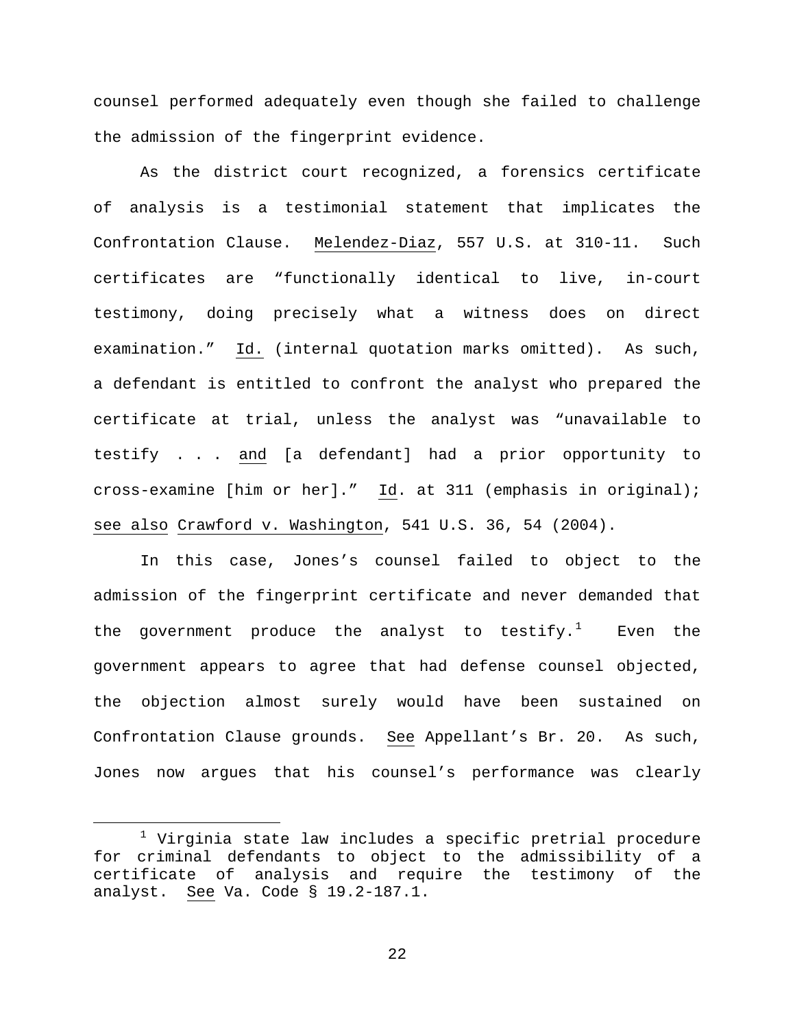counsel performed adequately even though she failed to challenge the admission of the fingerprint evidence.

As the district court recognized, a forensics certificate of analysis is a testimonial statement that implicates the Confrontation Clause. Melendez-Diaz, 557 U.S. at 310-11. Such certificates are "functionally identical to live, in-court testimony, doing precisely what a witness does on direct examination." Id. (internal quotation marks omitted). As such, a defendant is entitled to confront the analyst who prepared the certificate at trial, unless the analyst was "unavailable to testify . . . and [a defendant] had a prior opportunity to cross-examine [him or her]." Id. at 311 (emphasis in original); see also Crawford v. Washington, 541 U.S. 36, 54 (2004).

In this case, Jones's counsel failed to object to the admission of the fingerprint certificate and never demanded that the government produce the analyst to testify.[1] Even the government appears to agree that had defense counsel objected, the objection almost surely would have been sustained on Confrontation Clause grounds. See Appellant's Br. 20. As such, Jones now argues that his counsel's performance was clearly

[1] Virginia state law includes a specific pretrial procedure for criminal defendants to object to the admissibility of a certificate of analysis and require the testimony of the analyst. See Va. Code § 19.2-187.1.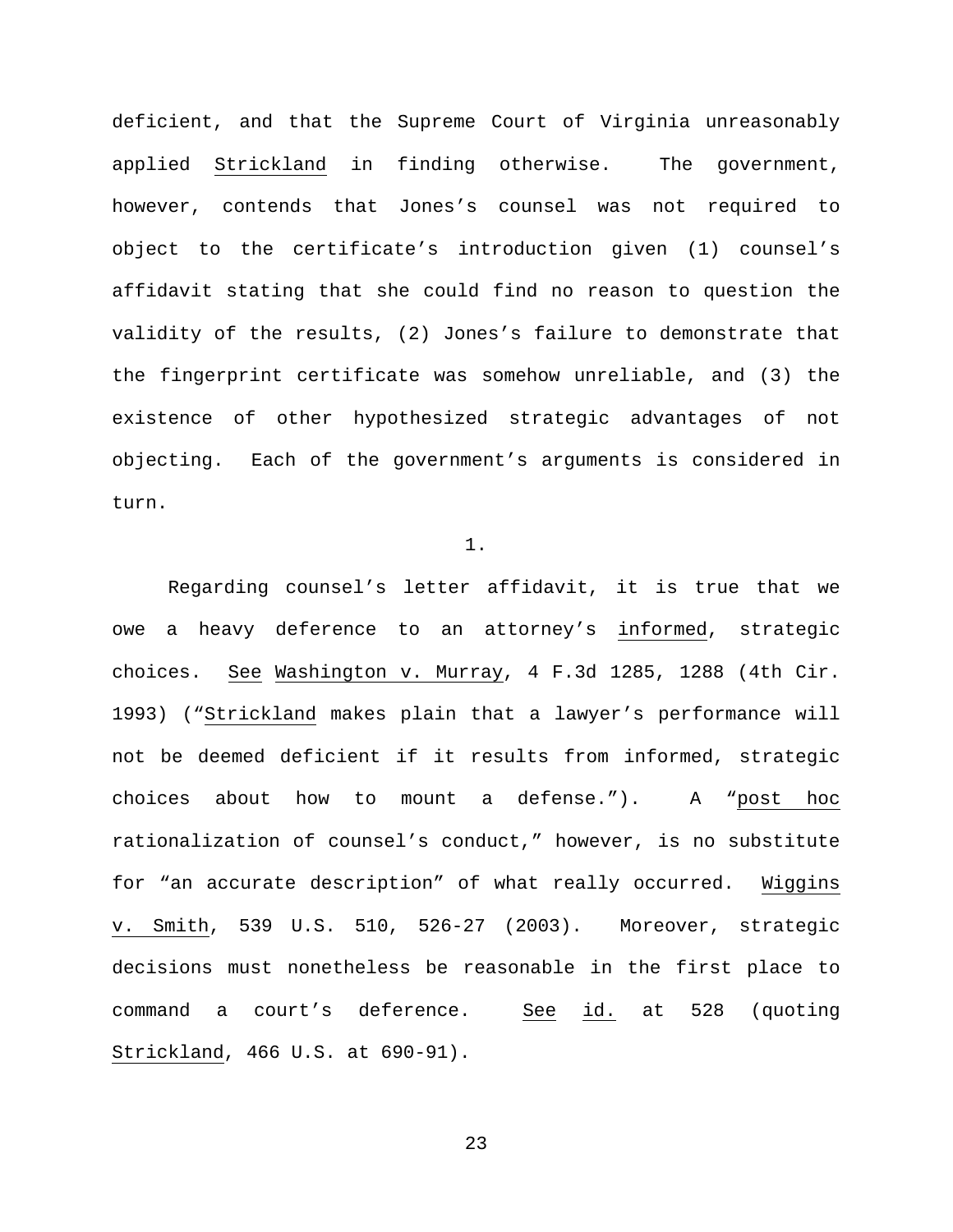deficient, and that the Supreme Court of Virginia unreasonably applied Strickland in finding otherwise. The government, however, contends that Jones's counsel was not required to object to the certificate's introduction given (1) counsel's affidavit stating that she could find no reason to question the validity of the results, (2) Jones's failure to demonstrate that the fingerprint certificate was somehow unreliable, and (3) the existence of other hypothesized strategic advantages of not objecting. Each of the government's arguments is considered in turn.

1.

Regarding counsel's letter affidavit, it is true that we owe a heavy deference to an attorney's informed, strategic choices. See Washington v. Murray, 4 F.3d 1285, 1288 (4th Cir. 1993) ("Strickland makes plain that a lawyer's performance will not be deemed deficient if it results from informed, strategic choices about how to mount a defense."). A "post hoc rationalization of counsel's conduct," however, is no substitute for "an accurate description" of what really occurred. Wiggins v. Smith, 539 U.S. 510, 526-27 (2003). Moreover, strategic decisions must nonetheless be reasonable in the first place to command a court's deference. See id. at 528 (quoting Strickland, 466 U.S. at 690-91).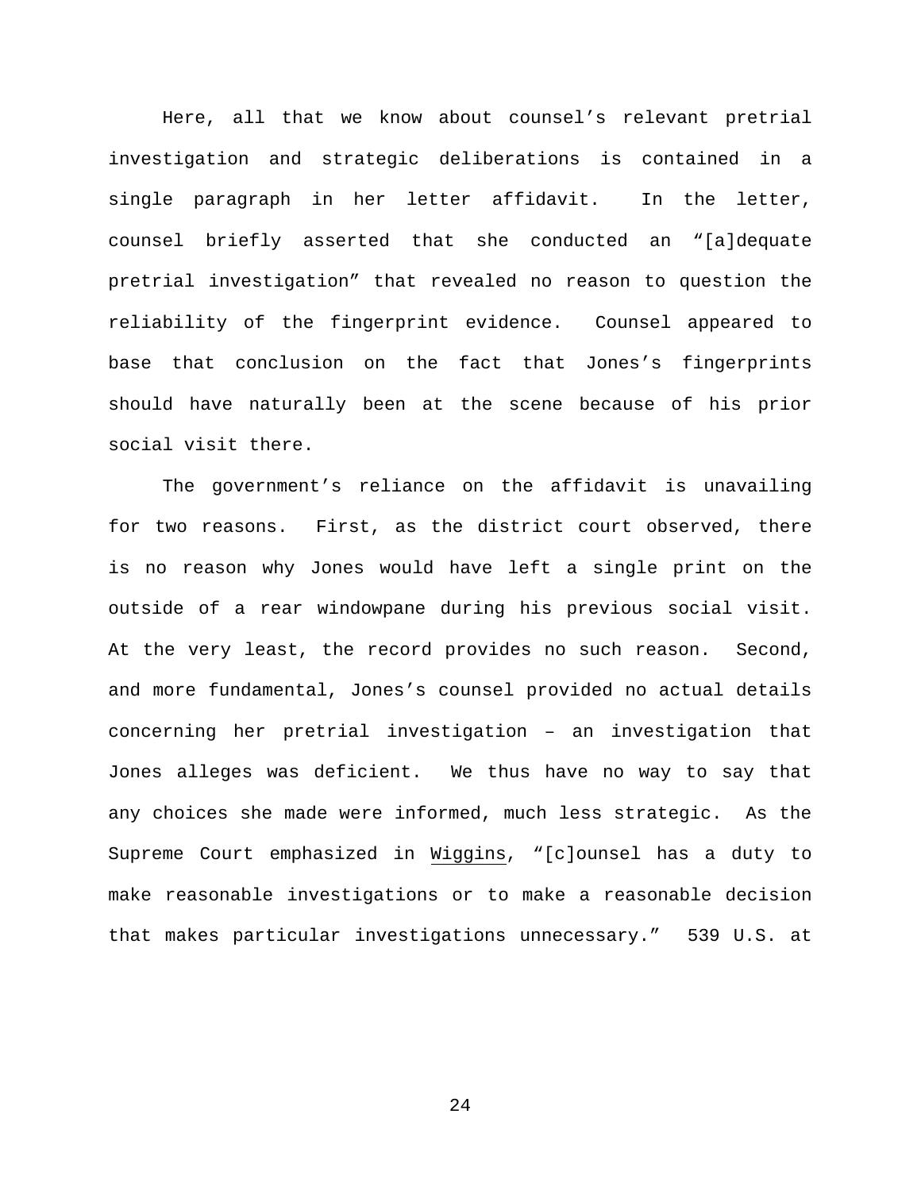Here, all that we know about counsel's relevant pretrial investigation and strategic deliberations is contained in a single paragraph in her letter affidavit. In the letter, counsel briefly asserted that she conducted an "[a]dequate pretrial investigation" that revealed no reason to question the reliability of the fingerprint evidence. Counsel appeared to base that conclusion on the fact that Jones's fingerprints should have naturally been at the scene because of his prior social visit there.

The government's reliance on the affidavit is unavailing for two reasons. First, as the district court observed, there is no reason why Jones would have left a single print on the outside of a rear windowpane during his previous social visit. At the very least, the record provides no such reason. Second, and more fundamental, Jones's counsel provided no actual details concerning her pretrial investigation – an investigation that Jones alleges was deficient. We thus have no way to say that any choices she made were informed, much less strategic. As the Supreme Court emphasized in Wiggins, "[c]ounsel has a duty to make reasonable investigations or to make a reasonable decision that makes particular investigations unnecessary." 539 U.S. at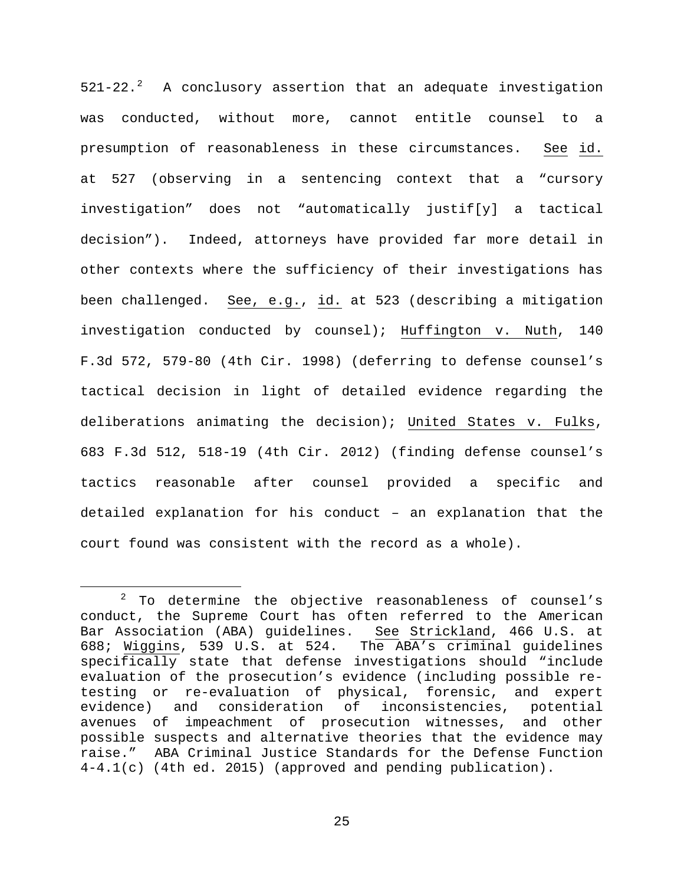521-22.[2] A conclusory assertion that an adequate investigation was conducted, without more, cannot entitle counsel to a presumption of reasonableness in these circumstances. See id. at 527 (observing in a sentencing context that a "cursory investigation" does not "automatically justif[y] a tactical decision"). Indeed, attorneys have provided far more detail in other contexts where the sufficiency of their investigations has been challenged. See, e.g., id. at 523 (describing a mitigation investigation conducted by counsel); Huffington v. Nuth, 140 F.3d 572, 579-80 (4th Cir. 1998) (deferring to defense counsel's tactical decision in light of detailed evidence regarding the deliberations animating the decision); United States v. Fulks, 683 F.3d 512, 518-19 (4th Cir. 2012) (finding defense counsel's tactics reasonable after counsel provided a specific and detailed explanation for his conduct – an explanation that the court found was consistent with the record as a whole).

---

[2] To determine the objective reasonableness of counsel's conduct, the Supreme Court has often referred to the American Bar Association (ABA) guidelines. See Strickland, 466 U.S. at 688; Wiggins, 539 U.S. at 524. The ABA's criminal guidelines specifically state that defense investigations should "include evaluation of the prosecution's evidence (including possible re-testing or re-evaluation of physical, forensic, and expert evidence) and consideration of inconsistencies, potential avenues of impeachment of prosecution witnesses, and other possible suspects and alternative theories that the evidence may raise." ABA Criminal Justice Standards for the Defense Function 4-4.1(c) (4th ed. 2015) (approved and pending publication).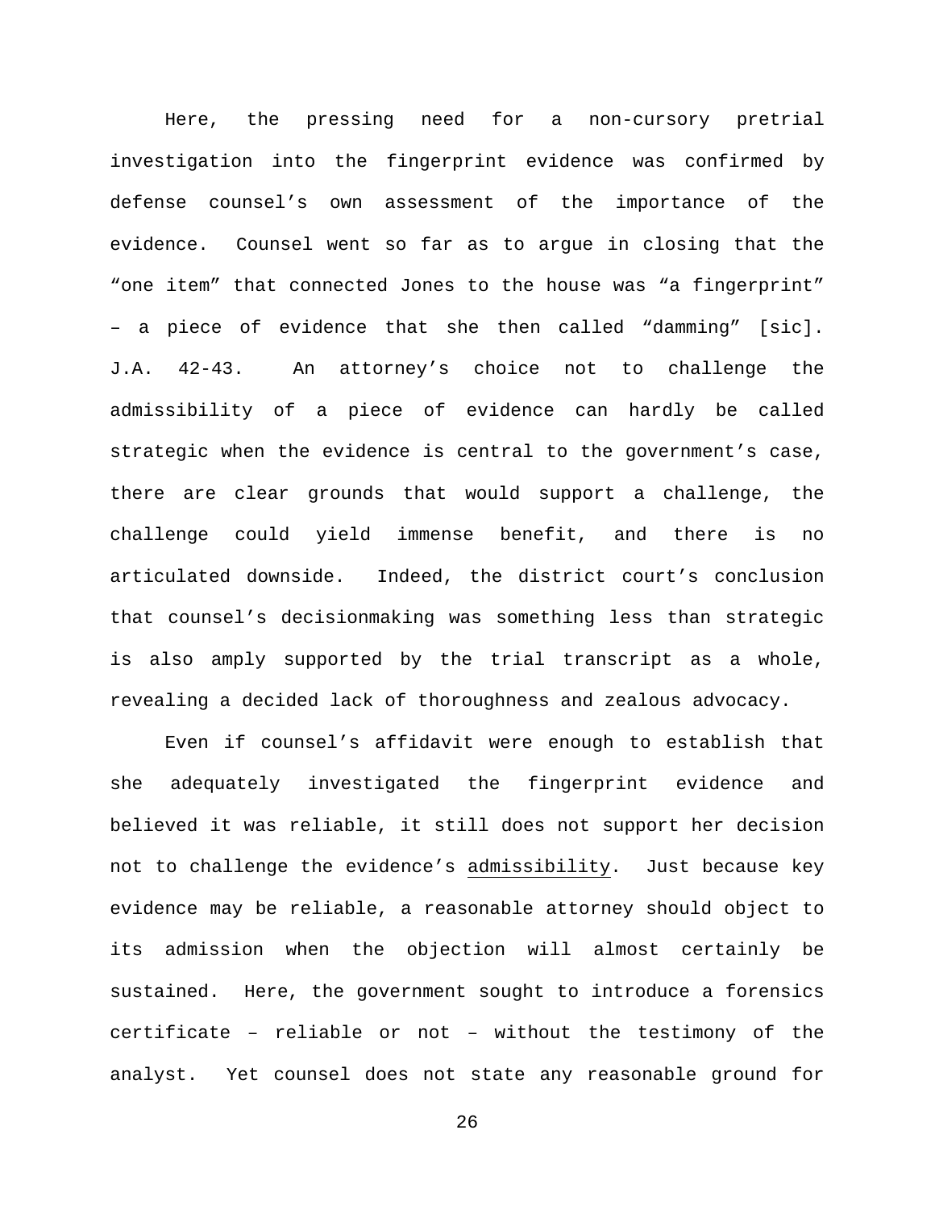Here, the pressing need for a non-cursory pretrial investigation into the fingerprint evidence was confirmed by defense counsel's own assessment of the importance of the evidence. Counsel went so far as to argue in closing that the "one item" that connected Jones to the house was "a fingerprint" – a piece of evidence that she then called "damming" [sic]. J.A. 42-43. An attorney's choice not to challenge the admissibility of a piece of evidence can hardly be called strategic when the evidence is central to the government's case, there are clear grounds that would support a challenge, the challenge could yield immense benefit, and there is no articulated downside. Indeed, the district court's conclusion that counsel's decisionmaking was something less than strategic is also amply supported by the trial transcript as a whole, revealing a decided lack of thoroughness and zealous advocacy.

Even if counsel's affidavit were enough to establish that she adequately investigated the fingerprint evidence and believed it was reliable, it still does not support her decision not to challenge the evidence's <u>admissibility</u>. Just because key evidence may be reliable, a reasonable attorney should object to its admission when the objection will almost certainly be sustained. Here, the government sought to introduce a forensics certificate – reliable or not – without the testimony of the analyst. Yet counsel does not state any reasonable ground for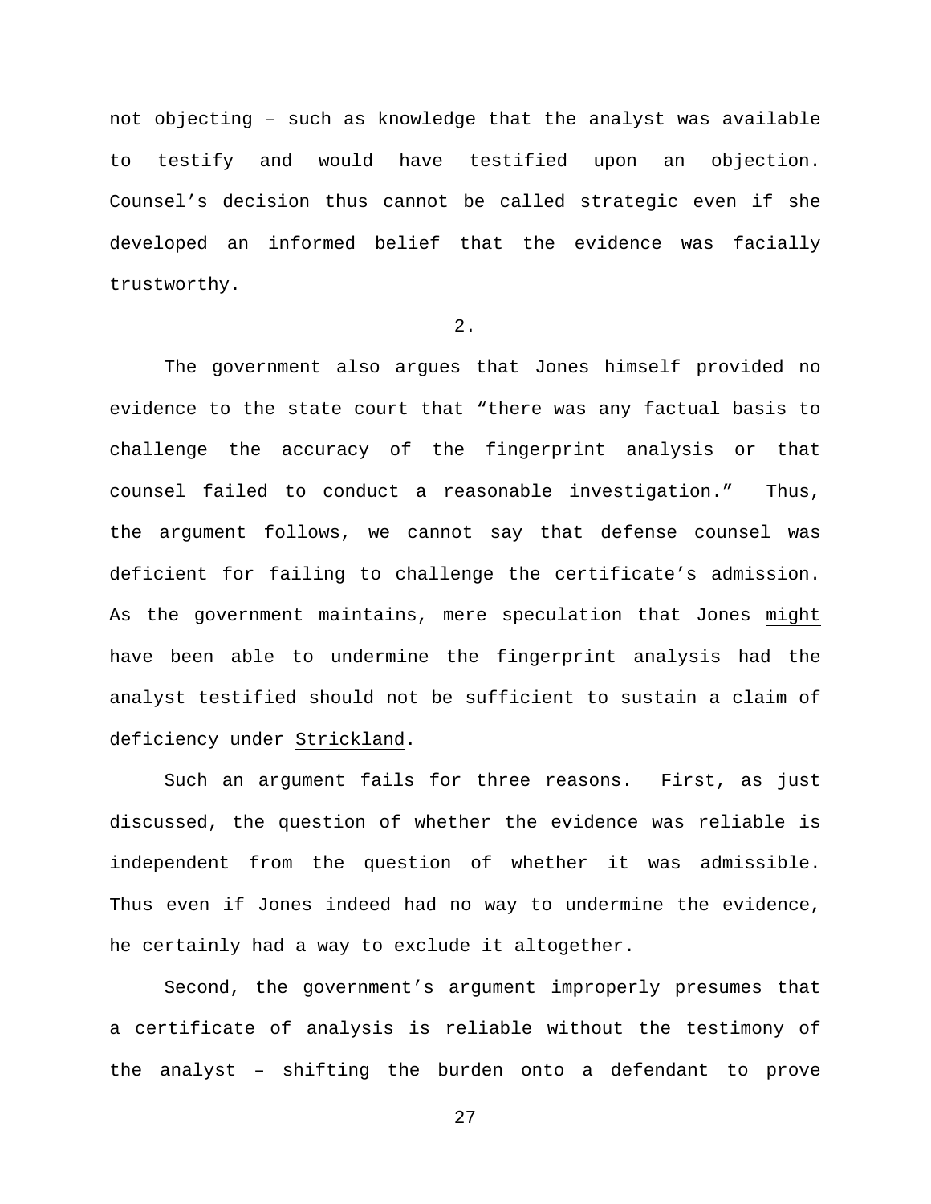not objecting – such as knowledge that the analyst was available to testify and would have testified upon an objection. Counsel's decision thus cannot be called strategic even if she developed an informed belief that the evidence was facially trustworthy.

2.

The government also argues that Jones himself provided no evidence to the state court that "there was any factual basis to challenge the accuracy of the fingerprint analysis or that counsel failed to conduct a reasonable investigation." Thus, the argument follows, we cannot say that defense counsel was deficient for failing to challenge the certificate's admission. As the government maintains, mere speculation that Jones _might_ have been able to undermine the fingerprint analysis had the analyst testified should not be sufficient to sustain a claim of deficiency under _Strickland_.

Such an argument fails for three reasons. First, as just discussed, the question of whether the evidence was reliable is independent from the question of whether it was admissible. Thus even if Jones indeed had no way to undermine the evidence, he certainly had a way to exclude it altogether.

Second, the government's argument improperly presumes that a certificate of analysis is reliable without the testimony of the analyst – shifting the burden onto a defendant to prove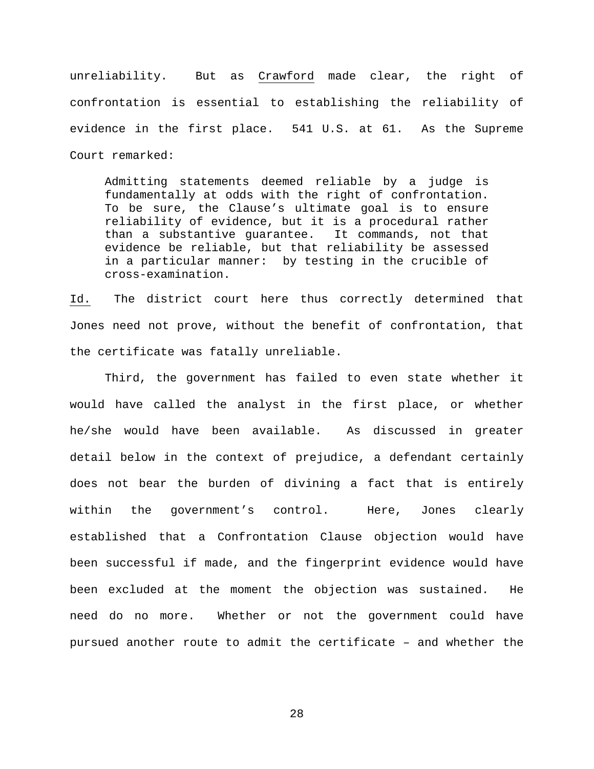unreliability. But as Crawford made clear, the right of confrontation is essential to establishing the reliability of evidence in the first place. 541 U.S. at 61. As the Supreme Court remarked:

> Admitting statements deemed reliable by a judge is fundamentally at odds with the right of confrontation. To be sure, the Clause's ultimate goal is to ensure reliability of evidence, but it is a procedural rather than a substantive guarantee. It commands, not that evidence be reliable, but that reliability be assessed in a particular manner: by testing in the crucible of cross-examination.

Id. The district court here thus correctly determined that Jones need not prove, without the benefit of confrontation, that the certificate was fatally unreliable.

Third, the government has failed to even state whether it would have called the analyst in the first place, or whether he/she would have been available. As discussed in greater detail below in the context of prejudice, a defendant certainly does not bear the burden of divining a fact that is entirely within the government's control. Here, Jones clearly established that a Confrontation Clause objection would have been successful if made, and the fingerprint evidence would have been excluded at the moment the objection was sustained. He need do no more. Whether or not the government could have pursued another route to admit the certificate – and whether the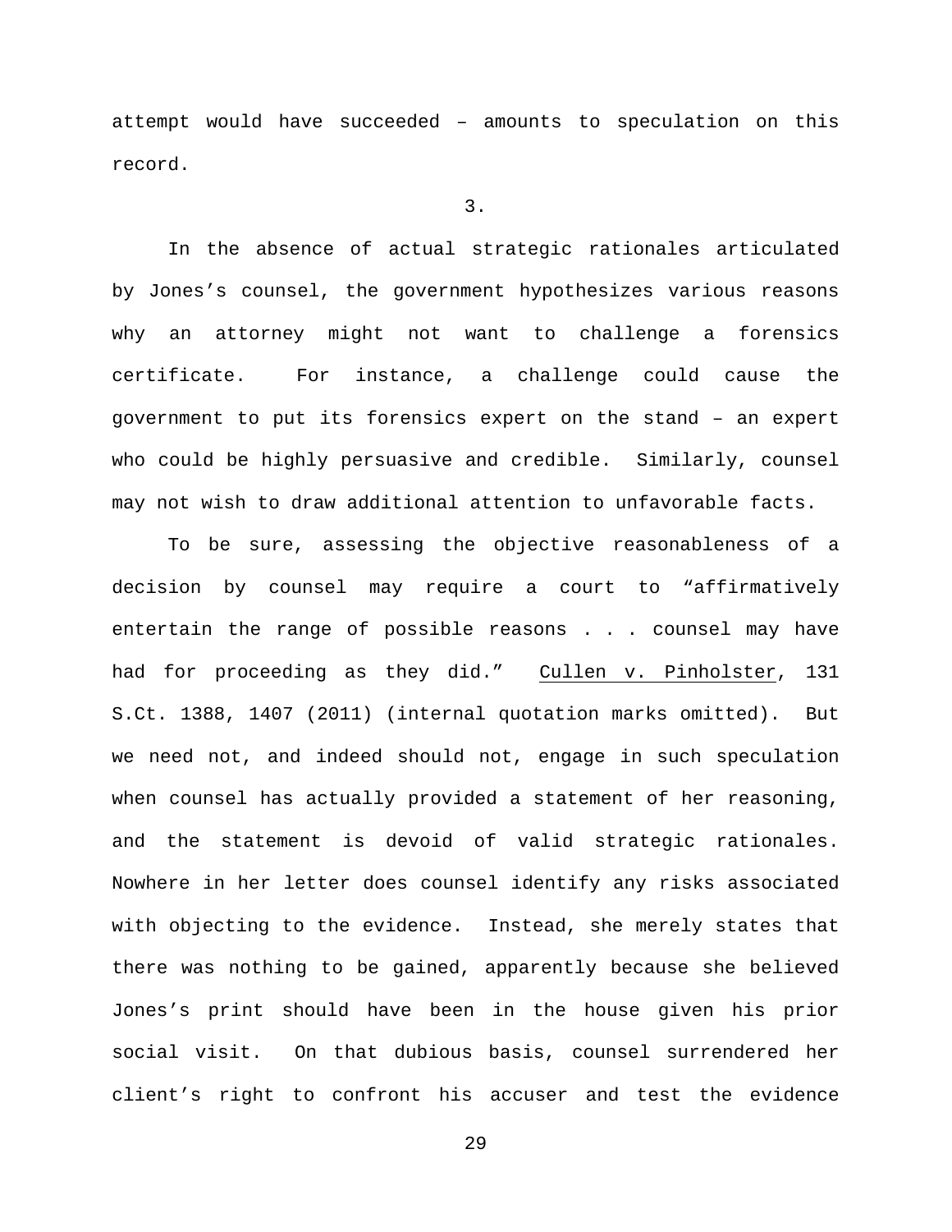attempt would have succeeded – amounts to speculation on this record.

3.

In the absence of actual strategic rationales articulated by Jones's counsel, the government hypothesizes various reasons why an attorney might not want to challenge a forensics certificate. For instance, a challenge could cause the government to put its forensics expert on the stand – an expert who could be highly persuasive and credible. Similarly, counsel may not wish to draw additional attention to unfavorable facts.

To be sure, assessing the objective reasonableness of a decision by counsel may require a court to "affirmatively entertain the range of possible reasons . . . counsel may have had for proceeding as they did." Cullen v. Pinholster, 131 S.Ct. 1388, 1407 (2011) (internal quotation marks omitted). But we need not, and indeed should not, engage in such speculation when counsel has actually provided a statement of her reasoning, and the statement is devoid of valid strategic rationales. Nowhere in her letter does counsel identify any risks associated with objecting to the evidence. Instead, she merely states that there was nothing to be gained, apparently because she believed Jones's print should have been in the house given his prior social visit. On that dubious basis, counsel surrendered her client's right to confront his accuser and test the evidence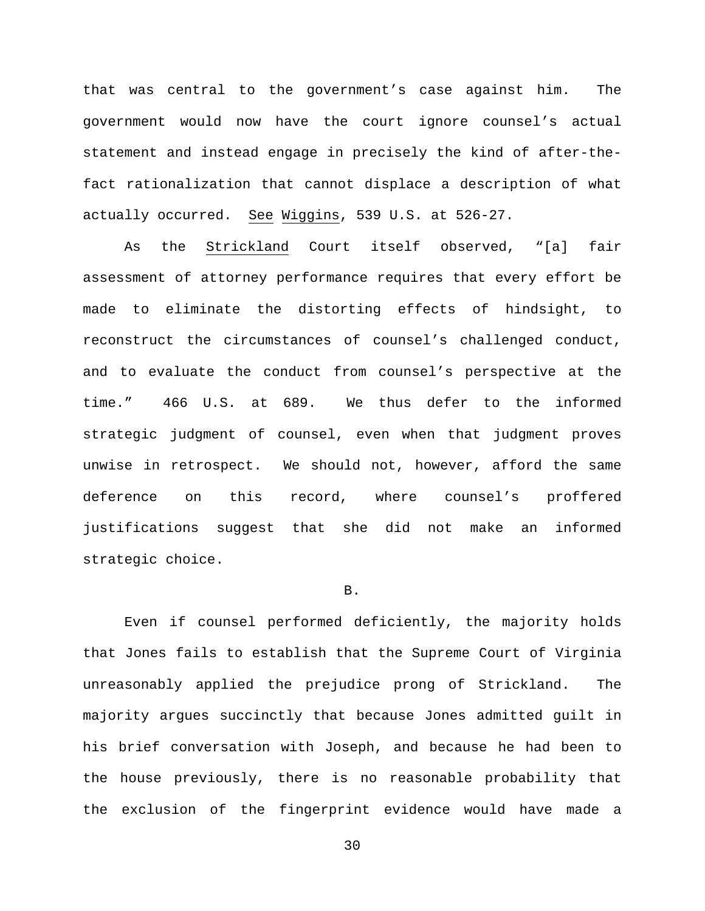that was central to the government's case against him. The government would now have the court ignore counsel's actual statement and instead engage in precisely the kind of after-the-fact rationalization that cannot displace a description of what actually occurred. See Wiggins, 539 U.S. at 526-27.

As the Strickland Court itself observed, "[a] fair assessment of attorney performance requires that every effort be made to eliminate the distorting effects of hindsight, to reconstruct the circumstances of counsel's challenged conduct, and to evaluate the conduct from counsel's perspective at the time." 466 U.S. at 689. We thus defer to the informed strategic judgment of counsel, even when that judgment proves unwise in retrospect. We should not, however, afford the same deference on this record, where counsel's proffered justifications suggest that she did not make an informed strategic choice.

B.

Even if counsel performed deficiently, the majority holds that Jones fails to establish that the Supreme Court of Virginia unreasonably applied the prejudice prong of Strickland. The majority argues succinctly that because Jones admitted guilt in his brief conversation with Joseph, and because he had been to the house previously, there is no reasonable probability that the exclusion of the fingerprint evidence would have made a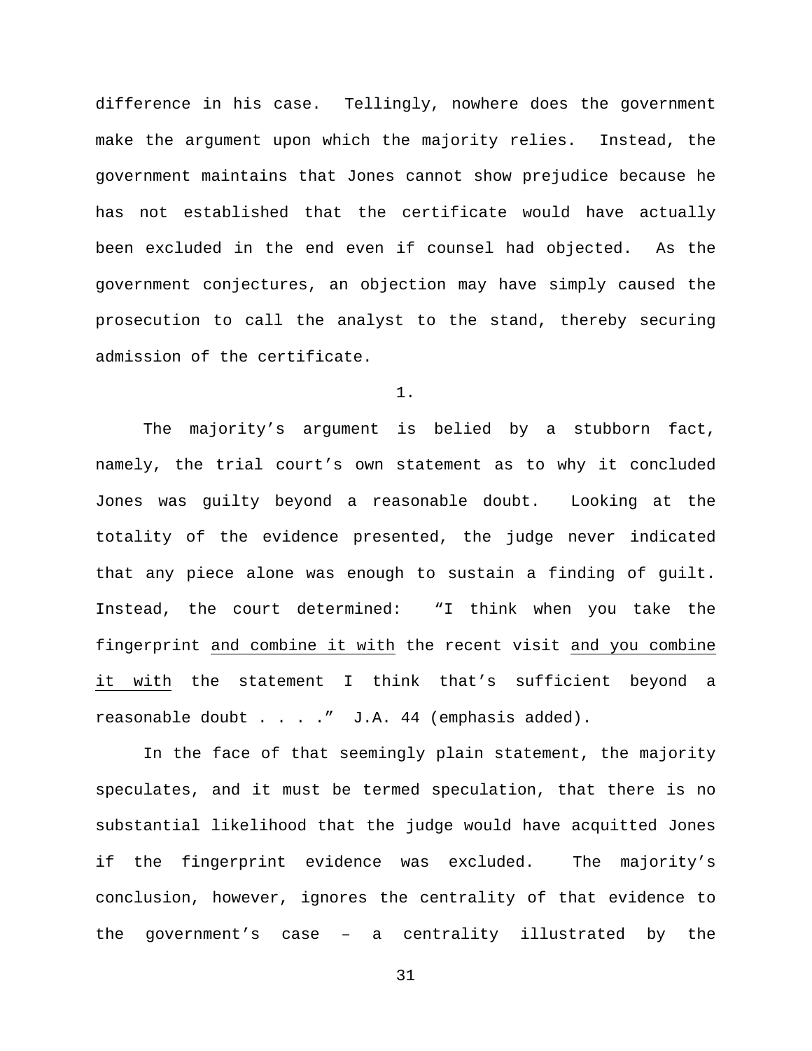difference in his case. Tellingly, nowhere does the government make the argument upon which the majority relies. Instead, the government maintains that Jones cannot show prejudice because he has not established that the certificate would have actually been excluded in the end even if counsel had objected. As the government conjectures, an objection may have simply caused the prosecution to call the analyst to the stand, thereby securing admission of the certificate.

1.

The majority's argument is belied by a stubborn fact, namely, the trial court's own statement as to why it concluded Jones was guilty beyond a reasonable doubt. Looking at the totality of the evidence presented, the judge never indicated that any piece alone was enough to sustain a finding of guilt. Instead, the court determined: "I think when you take the fingerprint <u>and combine it with</u> the recent visit <u>and you combine it with</u> the statement I think that's sufficient beyond a reasonable doubt . . . ." J.A. 44 (emphasis added).

In the face of that seemingly plain statement, the majority speculates, and it must be termed speculation, that there is no substantial likelihood that the judge would have acquitted Jones if the fingerprint evidence was excluded. The majority's conclusion, however, ignores the centrality of that evidence to the government's case – a centrality illustrated by the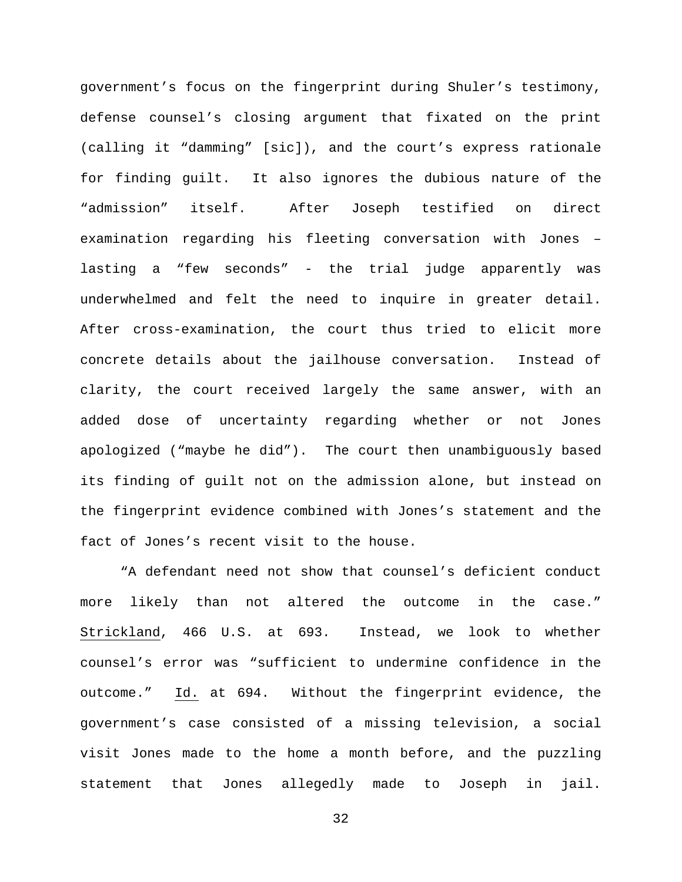government's focus on the fingerprint during Shuler's testimony, defense counsel's closing argument that fixated on the print (calling it "damming" [sic]), and the court's express rationale for finding guilt. It also ignores the dubious nature of the "admission" itself. After Joseph testified on direct examination regarding his fleeting conversation with Jones – lasting a "few seconds" - the trial judge apparently was underwhelmed and felt the need to inquire in greater detail. After cross-examination, the court thus tried to elicit more concrete details about the jailhouse conversation. Instead of clarity, the court received largely the same answer, with an added dose of uncertainty regarding whether or not Jones apologized ("maybe he did"). The court then unambiguously based its finding of guilt not on the admission alone, but instead on the fingerprint evidence combined with Jones's statement and the fact of Jones's recent visit to the house.

"A defendant need not show that counsel's deficient conduct more likely than not altered the outcome in the case." Strickland, 466 U.S. at 693. Instead, we look to whether counsel's error was "sufficient to undermine confidence in the outcome." Id. at 694. Without the fingerprint evidence, the government's case consisted of a missing television, a social visit Jones made to the home a month before, and the puzzling statement that Jones allegedly made to Joseph in jail.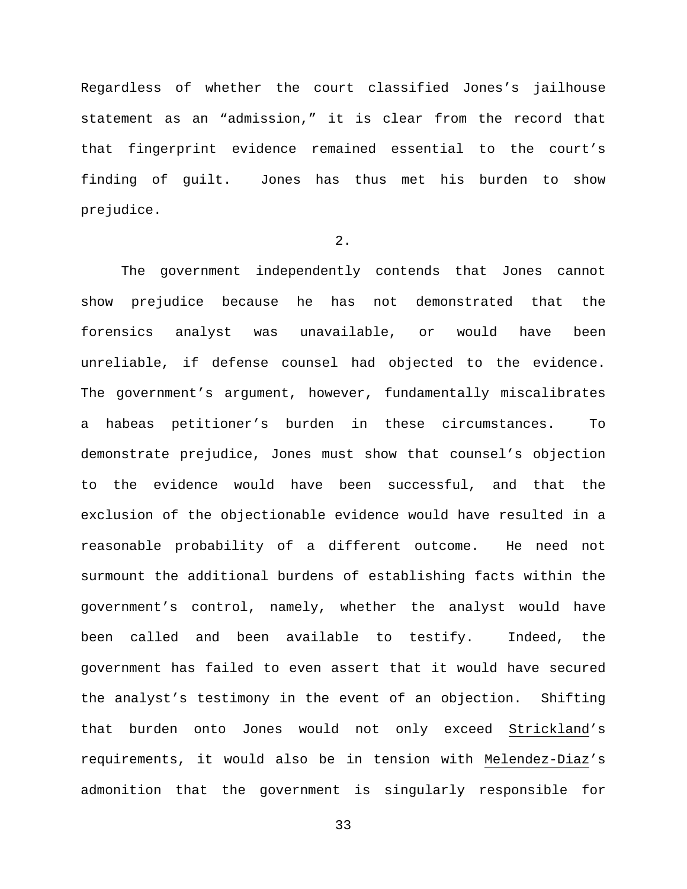Regardless of whether the court classified Jones's jailhouse statement as an "admission," it is clear from the record that that fingerprint evidence remained essential to the court's finding of guilt. Jones has thus met his burden to show prejudice.

2.

The government independently contends that Jones cannot show prejudice because he has not demonstrated that the forensics analyst was unavailable, or would have been unreliable, if defense counsel had objected to the evidence. The government's argument, however, fundamentally miscalibrates a habeas petitioner's burden in these circumstances. To demonstrate prejudice, Jones must show that counsel's objection to the evidence would have been successful, and that the exclusion of the objectionable evidence would have resulted in a reasonable probability of a different outcome. He need not surmount the additional burdens of establishing facts within the government's control, namely, whether the analyst would have been called and been available to testify. Indeed, the government has failed to even assert that it would have secured the analyst's testimony in the event of an objection. Shifting that burden onto Jones would not only exceed Strickland's requirements, it would also be in tension with Melendez-Diaz's admonition that the government is singularly responsible for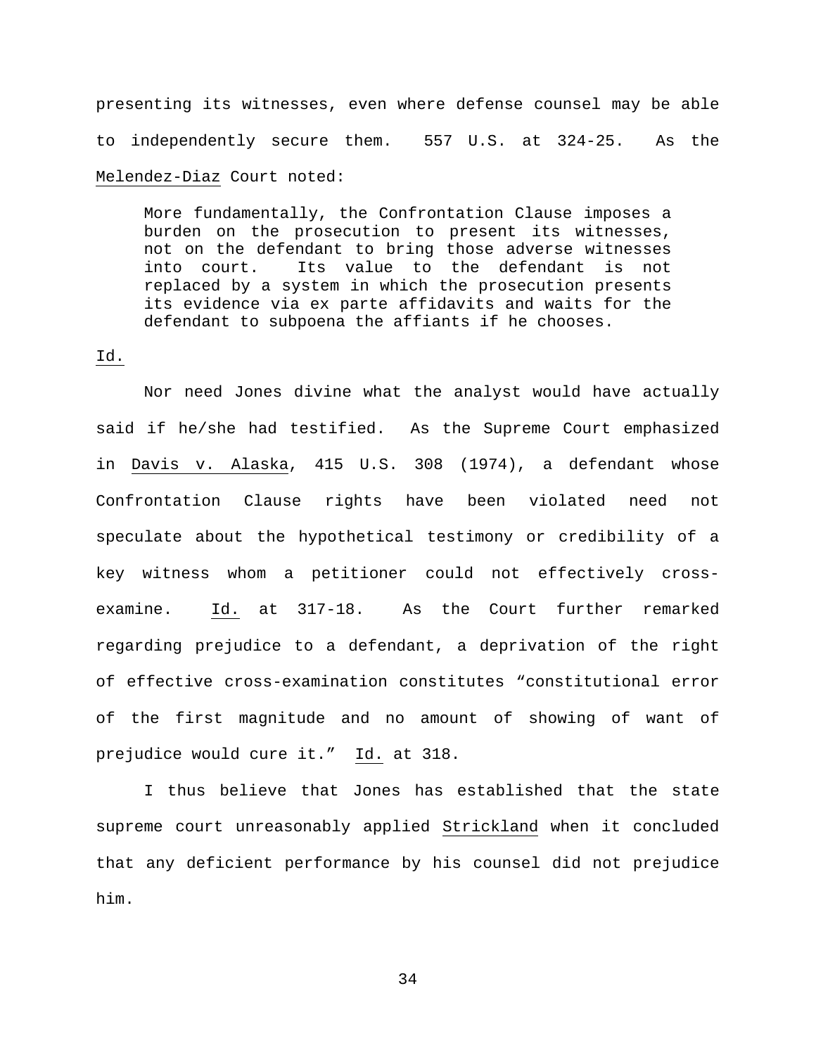presenting its witnesses, even where defense counsel may be able to independently secure them. 557 U.S. at 324-25. As the Melendez-Diaz Court noted:

> More fundamentally, the Confrontation Clause imposes a burden on the prosecution to present its witnesses, not on the defendant to bring those adverse witnesses into court. Its value to the defendant is not replaced by a system in which the prosecution presents its evidence via ex parte affidavits and waits for the defendant to subpoena the affiants if he chooses.

Id.

Nor need Jones divine what the analyst would have actually said if he/she had testified. As the Supreme Court emphasized in Davis v. Alaska, 415 U.S. 308 (1974), a defendant whose Confrontation Clause rights have been violated need not speculate about the hypothetical testimony or credibility of a key witness whom a petitioner could not effectively cross-examine. Id. at 317-18. As the Court further remarked regarding prejudice to a defendant, a deprivation of the right of effective cross-examination constitutes "constitutional error of the first magnitude and no amount of showing of want of prejudice would cure it." Id. at 318.

I thus believe that Jones has established that the state supreme court unreasonably applied Strickland when it concluded that any deficient performance by his counsel did not prejudice him.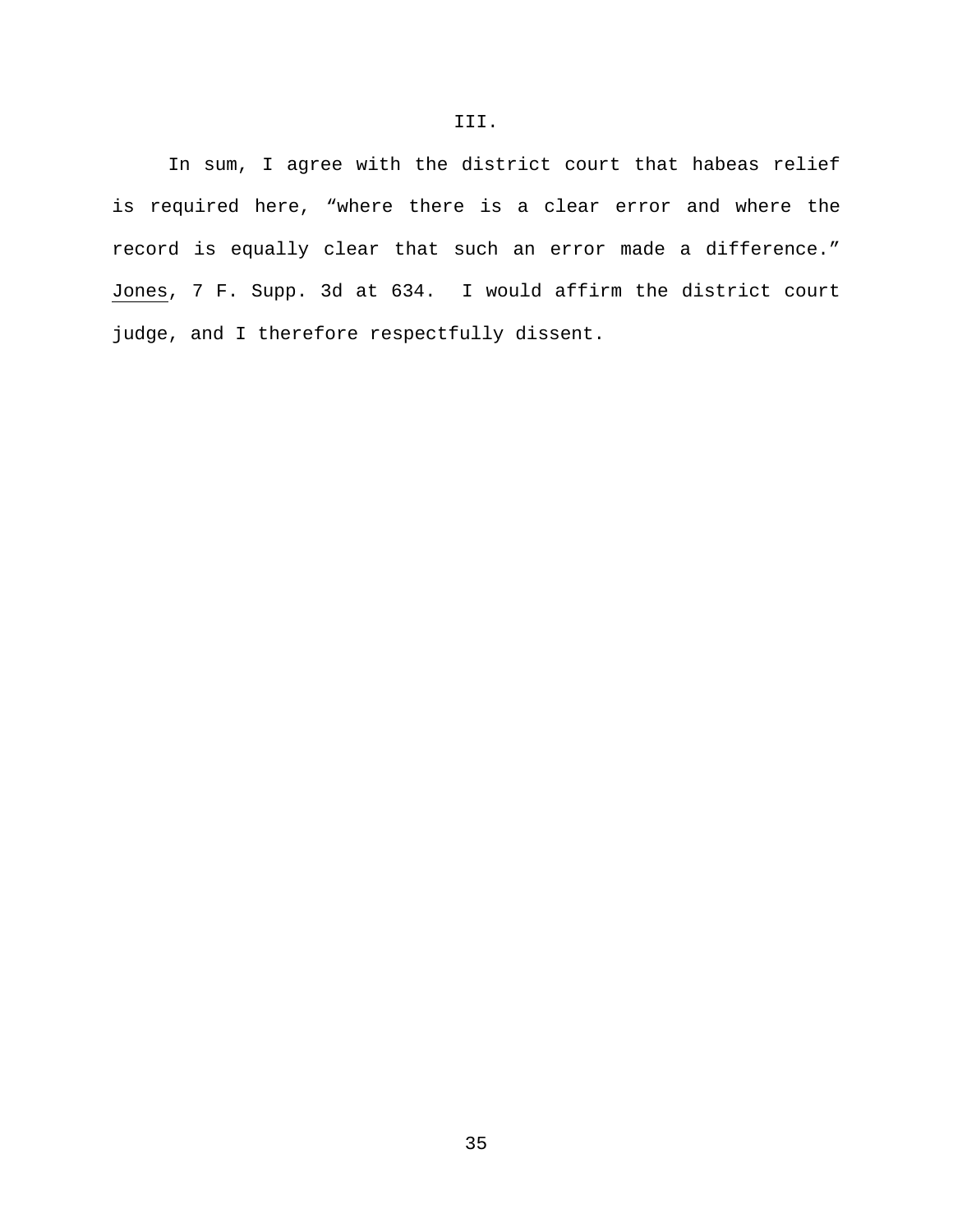III.

In sum, I agree with the district court that habeas relief is required here, "where there is a clear error and where the record is equally clear that such an error made a difference." Jones, 7 F. Supp. 3d at 634. I would affirm the district court judge, and I therefore respectfully dissent.